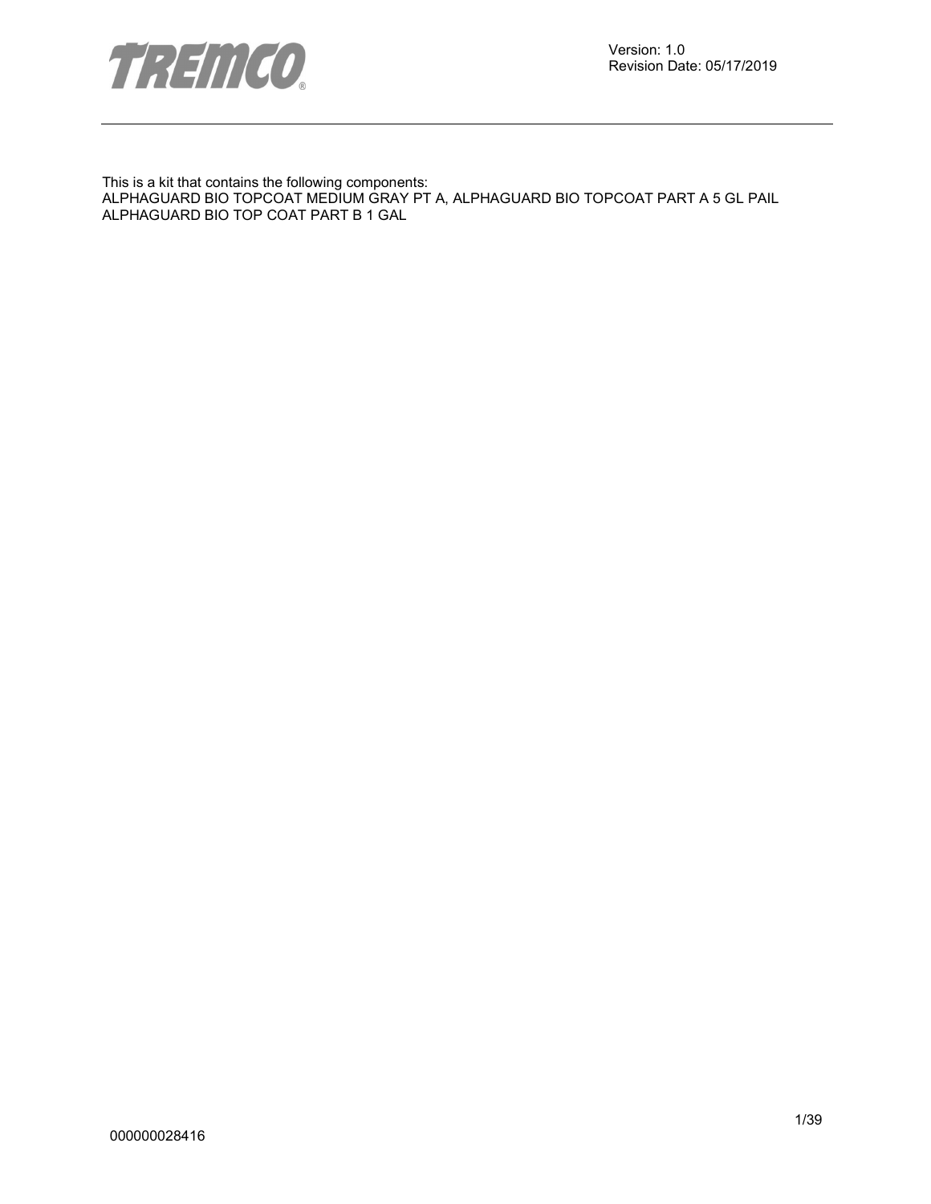Version: 1.0
Revision Date: 05/17/2019

This is a kit that contains the following components:
ALPHAGUARD BIO TOPCOAT MEDIUM GRAY PT A, ALPHAGUARD BIO TOPCOAT PART A 5 GL PAIL
ALPHAGUARD BIO TOP COAT PART B 1 GAL

000000028416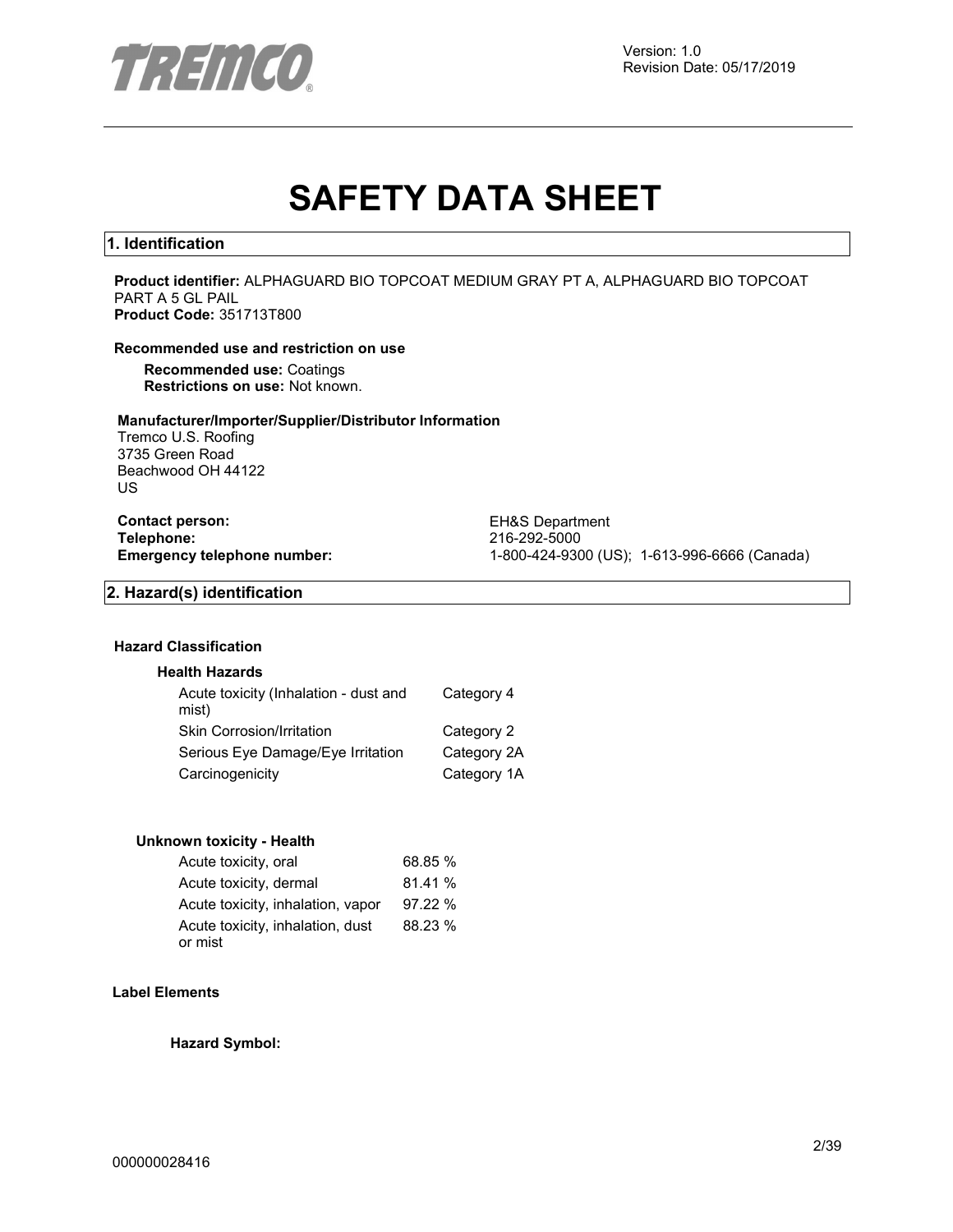Version: 1.0
Revision Date: 05/17/2019

# SAFETY DATA SHEET

## 1. Identification

**Product identifier:** ALPHAGUARD BIO TOPCOAT MEDIUM GRAY PT A, ALPHAGUARD BIO TOPCOAT PART A 5 GL PAIL
**Product Code:** 351713T800

**Recommended use and restriction on use**

**Recommended use:** Coatings
**Restrictions on use:** Not known.

**Manufacturer/Importer/Supplier/Distributor Information**

Tremco U.S. Roofing
3735 Green Road
Beachwood OH 44122
US

| | |
|---|---|
| **Contact person:** | EH&S Department |
| **Telephone:** | 216-292-5000 |
| **Emergency telephone number:** | 1-800-424-9300 (US); 1-613-996-6666 (Canada) |

## 2. Hazard(s) identification

**Hazard Classification**

**Health Hazards**

| | |
|---|---|
| Acute toxicity (Inhalation - dust and mist) | Category 4 |
| Skin Corrosion/Irritation | Category 2 |
| Serious Eye Damage/Eye Irritation | Category 2A |
| Carcinogenicity | Category 1A |

**Unknown toxicity - Health**

| | |
|---|---|
| Acute toxicity, oral | 68.85 % |
| Acute toxicity, dermal | 81.41 % |
| Acute toxicity, inhalation, vapor | 97.22 % |
| Acute toxicity, inhalation, dust or mist | 88.23 % |

**Label Elements**

**Hazard Symbol:**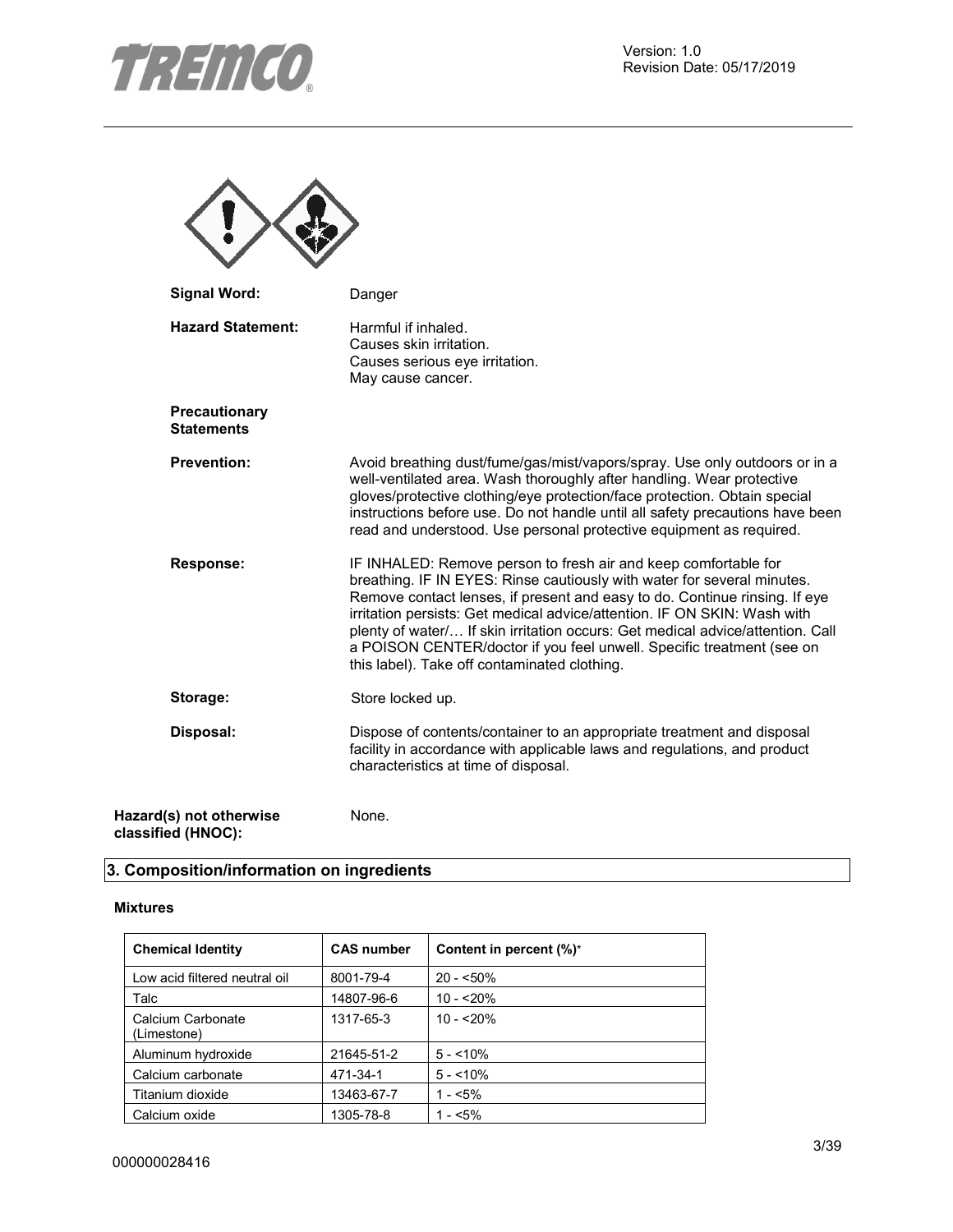**Signal Word:** Danger

**Hazard Statement:** Harmful if inhaled.
Causes skin irritation.
Causes serious eye irritation.
May cause cancer.

**Precautionary Statements**

**Prevention:** Avoid breathing dust/fume/gas/mist/vapors/spray. Use only outdoors or in a well-ventilated area. Wash thoroughly after handling. Wear protective gloves/protective clothing/eye protection/face protection. Obtain special instructions before use. Do not handle until all safety precautions have been read and understood. Use personal protective equipment as required.

**Response:** IF INHALED: Remove person to fresh air and keep comfortable for breathing. IF IN EYES: Rinse cautiously with water for several minutes. Remove contact lenses, if present and easy to do. Continue rinsing. If eye irritation persists: Get medical advice/attention. IF ON SKIN: Wash with plenty of water/… If skin irritation occurs: Get medical advice/attention. Call a POISON CENTER/doctor if you feel unwell. Specific treatment (see on this label). Take off contaminated clothing.

**Storage:** Store locked up.

**Disposal:** Dispose of contents/container to an appropriate treatment and disposal facility in accordance with applicable laws and regulations, and product characteristics at time of disposal.

**Hazard(s) not otherwise classified (HNOC):** None.

## 3. Composition/information on ingredients

### Mixtures

| Chemical Identity | CAS number | Content in percent (%)* |
|---|---|---|
| Low acid filtered neutral oil | 8001-79-4 | 20 - <50% |
| Talc | 14807-96-6 | 10 - <20% |
| Calcium Carbonate (Limestone) | 1317-65-3 | 10 - <20% |
| Aluminum hydroxide | 21645-51-2 | 5 - <10% |
| Calcium carbonate | 471-34-1 | 5 - <10% |
| Titanium dioxide | 13463-67-7 | 1 - <5% |
| Calcium oxide | 1305-78-8 | 1 - <5% |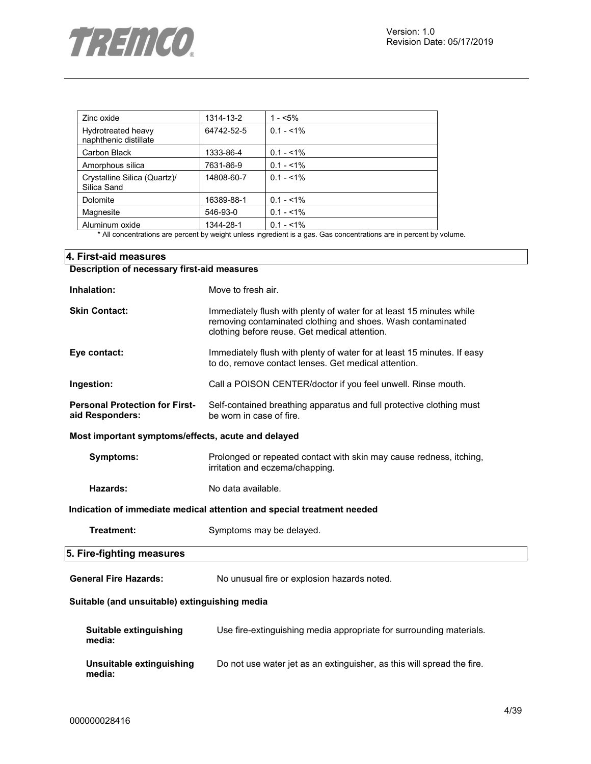| Zinc oxide | 1314-13-2 | 1 - <5% |
|---|---|---|
| Hydrotreated heavy naphthenic distillate | 64742-52-5 | 0.1 - <1% |
| Carbon Black | 1333-86-4 | 0.1 - <1% |
| Amorphous silica | 7631-86-9 | 0.1 - <1% |
| Crystalline Silica (Quartz)/ Silica Sand | 14808-60-7 | 0.1 - <1% |
| Dolomite | 16389-88-1 | 0.1 - <1% |
| Magnesite | 546-93-0 | 0.1 - <1% |
| Aluminum oxide | 1344-28-1 | 0.1 - <1% |

\* All concentrations are percent by weight unless ingredient is a gas. Gas concentrations are in percent by volume.

## 4. First-aid measures

**Description of necessary first-aid measures**

**Inhalation:** Move to fresh air.

**Skin Contact:** Immediately flush with plenty of water for at least 15 minutes while removing contaminated clothing and shoes. Wash contaminated clothing before reuse. Get medical attention.

**Eye contact:** Immediately flush with plenty of water for at least 15 minutes. If easy to do, remove contact lenses. Get medical attention.

**Ingestion:** Call a POISON CENTER/doctor if you feel unwell. Rinse mouth.

**Personal Protection for First-aid Responders:** Self-contained breathing apparatus and full protective clothing must be worn in case of fire.

**Most important symptoms/effects, acute and delayed**

**Symptoms:** Prolonged or repeated contact with skin may cause redness, itching, irritation and eczema/chapping.

**Hazards:** No data available.

**Indication of immediate medical attention and special treatment needed**

**Treatment:** Symptoms may be delayed.

## 5. Fire-fighting measures

**General Fire Hazards:** No unusual fire or explosion hazards noted.

**Suitable (and unsuitable) extinguishing media**

**Suitable extinguishing media:** Use fire-extinguishing media appropriate for surrounding materials.

**Unsuitable extinguishing media:** Do not use water jet as an extinguisher, as this will spread the fire.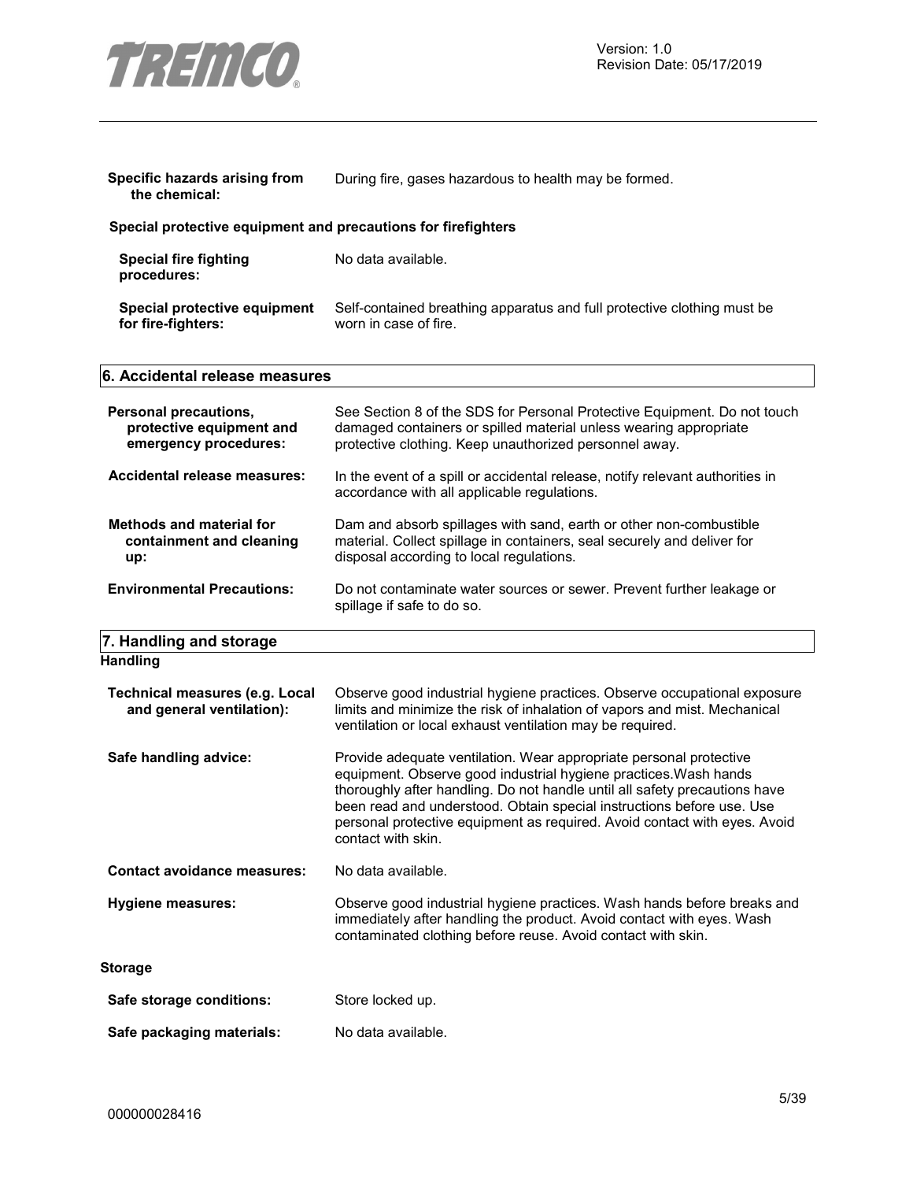**Specific hazards arising from the chemical:** During fire, gases hazardous to health may be formed.

**Special protective equipment and precautions for firefighters**

**Special fire fighting procedures:** No data available.

**Special protective equipment for fire-fighters:** Self-contained breathing apparatus and full protective clothing must be worn in case of fire.

## 6. Accidental release measures

**Personal precautions, protective equipment and emergency procedures:** See Section 8 of the SDS for Personal Protective Equipment. Do not touch damaged containers or spilled material unless wearing appropriate protective clothing. Keep unauthorized personnel away.

**Accidental release measures:** In the event of a spill or accidental release, notify relevant authorities in accordance with all applicable regulations.

**Methods and material for containment and cleaning up:** Dam and absorb spillages with sand, earth or other non-combustible material. Collect spillage in containers, seal securely and deliver for disposal according to local regulations.

**Environmental Precautions:** Do not contaminate water sources or sewer. Prevent further leakage or spillage if safe to do so.

## 7. Handling and storage

**Handling**

**Technical measures (e.g. Local and general ventilation):** Observe good industrial hygiene practices. Observe occupational exposure limits and minimize the risk of inhalation of vapors and mist. Mechanical ventilation or local exhaust ventilation may be required.

**Safe handling advice:** Provide adequate ventilation. Wear appropriate personal protective equipment. Observe good industrial hygiene practices.Wash hands thoroughly after handling. Do not handle until all safety precautions have been read and understood. Obtain special instructions before use. Use personal protective equipment as required. Avoid contact with eyes. Avoid contact with skin.

**Contact avoidance measures:** No data available.

**Hygiene measures:** Observe good industrial hygiene practices. Wash hands before breaks and immediately after handling the product. Avoid contact with eyes. Wash contaminated clothing before reuse. Avoid contact with skin.

**Storage**

**Safe storage conditions:** Store locked up.

**Safe packaging materials:** No data available.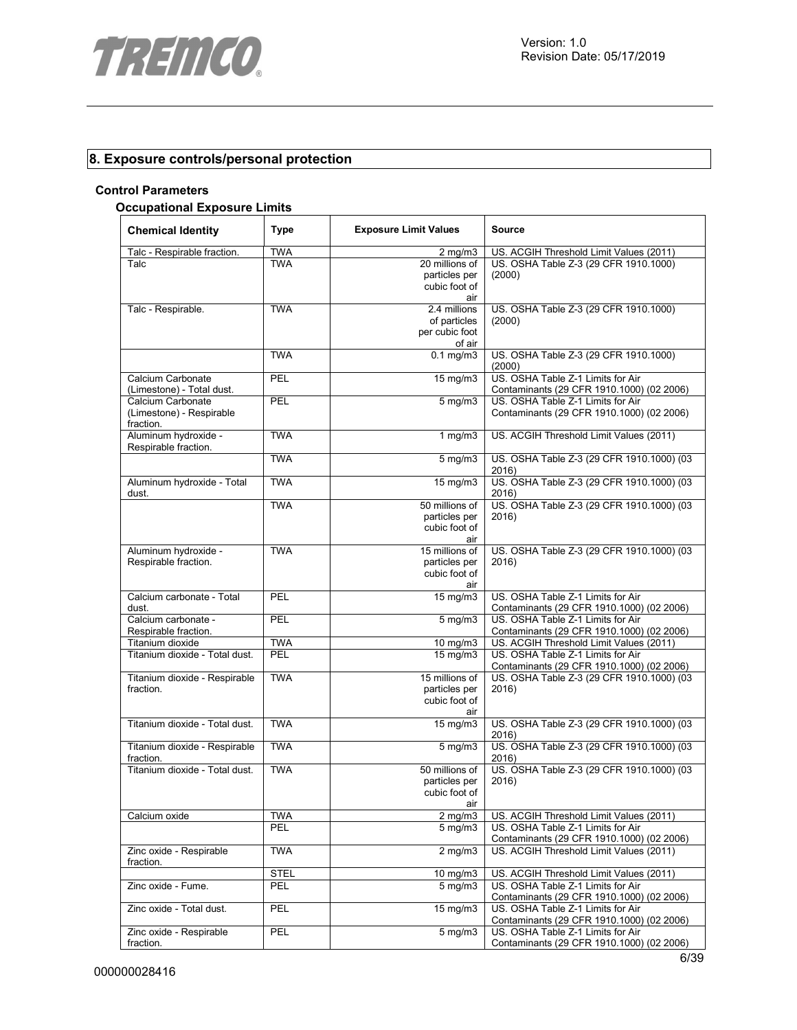## 8. Exposure controls/personal protection

### Control Parameters

#### Occupational Exposure Limits

| Chemical Identity | Type | Exposure Limit Values | Source |
|---|---|---|---|
| Talc - Respirable fraction. | TWA | 2 mg/m3 | US. ACGIH Threshold Limit Values (2011) |
| Talc | TWA | 20 millions of particles per cubic foot of air | US. OSHA Table Z-3 (29 CFR 1910.1000) (2000) |
| Talc - Respirable. | TWA | 2.4 millions of particles per cubic foot of air | US. OSHA Table Z-3 (29 CFR 1910.1000) (2000) |
| | TWA | 0.1 mg/m3 | US. OSHA Table Z-3 (29 CFR 1910.1000) (2000) |
| Calcium Carbonate (Limestone) - Total dust. | PEL | 15 mg/m3 | US. OSHA Table Z-1 Limits for Air Contaminants (29 CFR 1910.1000) (02 2006) |
| Calcium Carbonate (Limestone) - Respirable fraction. | PEL | 5 mg/m3 | US. OSHA Table Z-1 Limits for Air Contaminants (29 CFR 1910.1000) (02 2006) |
| Aluminum hydroxide - Respirable fraction. | TWA | 1 mg/m3 | US. ACGIH Threshold Limit Values (2011) |
| | TWA | 5 mg/m3 | US. OSHA Table Z-3 (29 CFR 1910.1000) (03 2016) |
| Aluminum hydroxide - Total dust. | TWA | 15 mg/m3 | US. OSHA Table Z-3 (29 CFR 1910.1000) (03 2016) |
| | TWA | 50 millions of particles per cubic foot of air | US. OSHA Table Z-3 (29 CFR 1910.1000) (03 2016) |
| Aluminum hydroxide - Respirable fraction. | TWA | 15 millions of particles per cubic foot of air | US. OSHA Table Z-3 (29 CFR 1910.1000) (03 2016) |
| Calcium carbonate - Total dust. | PEL | 15 mg/m3 | US. OSHA Table Z-1 Limits for Air Contaminants (29 CFR 1910.1000) (02 2006) |
| Calcium carbonate - Respirable fraction. | PEL | 5 mg/m3 | US. OSHA Table Z-1 Limits for Air Contaminants (29 CFR 1910.1000) (02 2006) |
| Titanium dioxide | TWA | 10 mg/m3 | US. ACGIH Threshold Limit Values (2011) |
| Titanium dioxide - Total dust. | PEL | 15 mg/m3 | US. OSHA Table Z-1 Limits for Air Contaminants (29 CFR 1910.1000) (02 2006) |
| Titanium dioxide - Respirable fraction. | TWA | 15 millions of particles per cubic foot of air | US. OSHA Table Z-3 (29 CFR 1910.1000) (03 2016) |
| Titanium dioxide - Total dust. | TWA | 15 mg/m3 | US. OSHA Table Z-3 (29 CFR 1910.1000) (03 2016) |
| Titanium dioxide - Respirable fraction. | TWA | 5 mg/m3 | US. OSHA Table Z-3 (29 CFR 1910.1000) (03 2016) |
| Titanium dioxide - Total dust. | TWA | 50 millions of particles per cubic foot of air | US. OSHA Table Z-3 (29 CFR 1910.1000) (03 2016) |
| Calcium oxide | TWA | 2 mg/m3 | US. ACGIH Threshold Limit Values (2011) |
| | PEL | 5 mg/m3 | US. OSHA Table Z-1 Limits for Air Contaminants (29 CFR 1910.1000) (02 2006) |
| Zinc oxide - Respirable fraction. | TWA | 2 mg/m3 | US. ACGIH Threshold Limit Values (2011) |
| | STEL | 10 mg/m3 | US. ACGIH Threshold Limit Values (2011) |
| Zinc oxide - Fume. | PEL | 5 mg/m3 | US. OSHA Table Z-1 Limits for Air Contaminants (29 CFR 1910.1000) (02 2006) |
| Zinc oxide - Total dust. | PEL | 15 mg/m3 | US. OSHA Table Z-1 Limits for Air Contaminants (29 CFR 1910.1000) (02 2006) |
| Zinc oxide - Respirable fraction. | PEL | 5 mg/m3 | US. OSHA Table Z-1 Limits for Air Contaminants (29 CFR 1910.1000) (02 2006) |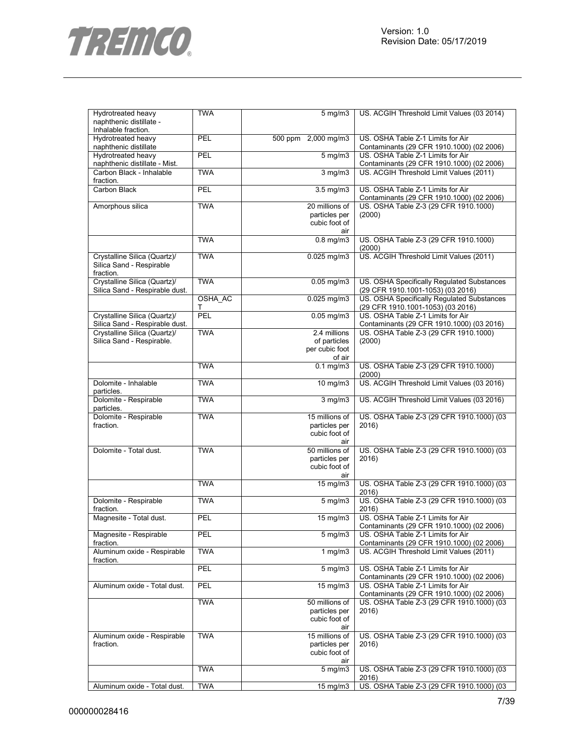| | | | |
|---|---|---|---|
| Hydrotreated heavy naphthenic distillate - Inhalable fraction. | TWA | 5 mg/m3 | US. ACGIH Threshold Limit Values (03 2014) |
| Hydrotreated heavy naphthenic distillate | PEL | 500 ppm 2,000 mg/m3 | US. OSHA Table Z-1 Limits for Air Contaminants (29 CFR 1910.1000) (02 2006) |
| Hydrotreated heavy naphthenic distillate - Mist. | PEL | 5 mg/m3 | US. OSHA Table Z-1 Limits for Air Contaminants (29 CFR 1910.1000) (02 2006) |
| Carbon Black - Inhalable fraction. | TWA | 3 mg/m3 | US. ACGIH Threshold Limit Values (2011) |
| Carbon Black | PEL | 3.5 mg/m3 | US. OSHA Table Z-1 Limits for Air Contaminants (29 CFR 1910.1000) (02 2006) |
| Amorphous silica | TWA | 20 millions of particles per cubic foot of air | US. OSHA Table Z-3 (29 CFR 1910.1000) (2000) |
| | TWA | 0.8 mg/m3 | US. OSHA Table Z-3 (29 CFR 1910.1000) (2000) |
| Crystalline Silica (Quartz)/ Silica Sand - Respirable fraction. | TWA | 0.025 mg/m3 | US. ACGIH Threshold Limit Values (2011) |
| Crystalline Silica (Quartz)/ Silica Sand - Respirable dust. | TWA | 0.05 mg/m3 | US. OSHA Specifically Regulated Substances (29 CFR 1910.1001-1053) (03 2016) |
| | OSHA_ACT | 0.025 mg/m3 | US. OSHA Specifically Regulated Substances (29 CFR 1910.1001-1053) (03 2016) |
| Crystalline Silica (Quartz)/ Silica Sand - Respirable dust. | PEL | 0.05 mg/m3 | US. OSHA Table Z-1 Limits for Air Contaminants (29 CFR 1910.1000) (03 2016) |
| Crystalline Silica (Quartz)/ Silica Sand - Respirable. | TWA | 2.4 millions of particles per cubic foot of air | US. OSHA Table Z-3 (29 CFR 1910.1000) (2000) |
| | TWA | 0.1 mg/m3 | US. OSHA Table Z-3 (29 CFR 1910.1000) (2000) |
| Dolomite - Inhalable particles. | TWA | 10 mg/m3 | US. ACGIH Threshold Limit Values (03 2016) |
| Dolomite - Respirable particles. | TWA | 3 mg/m3 | US. ACGIH Threshold Limit Values (03 2016) |
| Dolomite - Respirable fraction. | TWA | 15 millions of particles per cubic foot of air | US. OSHA Table Z-3 (29 CFR 1910.1000) (03 2016) |
| Dolomite - Total dust. | TWA | 50 millions of particles per cubic foot of air | US. OSHA Table Z-3 (29 CFR 1910.1000) (03 2016) |
| | TWA | 15 mg/m3 | US. OSHA Table Z-3 (29 CFR 1910.1000) (03 2016) |
| Dolomite - Respirable fraction. | TWA | 5 mg/m3 | US. OSHA Table Z-3 (29 CFR 1910.1000) (03 2016) |
| Magnesite - Total dust. | PEL | 15 mg/m3 | US. OSHA Table Z-1 Limits for Air Contaminants (29 CFR 1910.1000) (02 2006) |
| Magnesite - Respirable fraction. | PEL | 5 mg/m3 | US. OSHA Table Z-1 Limits for Air Contaminants (29 CFR 1910.1000) (02 2006) |
| Aluminum oxide - Respirable fraction. | TWA | 1 mg/m3 | US. ACGIH Threshold Limit Values (2011) |
| | PEL | 5 mg/m3 | US. OSHA Table Z-1 Limits for Air Contaminants (29 CFR 1910.1000) (02 2006) |
| Aluminum oxide - Total dust. | PEL | 15 mg/m3 | US. OSHA Table Z-1 Limits for Air Contaminants (29 CFR 1910.1000) (02 2006) |
| | TWA | 50 millions of particles per cubic foot of air | US. OSHA Table Z-3 (29 CFR 1910.1000) (03 2016) |
| Aluminum oxide - Respirable fraction. | TWA | 15 millions of particles per cubic foot of air | US. OSHA Table Z-3 (29 CFR 1910.1000) (03 2016) |
| | TWA | 5 mg/m3 | US. OSHA Table Z-3 (29 CFR 1910.1000) (03 2016) |
| Aluminum oxide - Total dust. | TWA | 15 mg/m3 | US. OSHA Table Z-3 (29 CFR 1910.1000) (03 |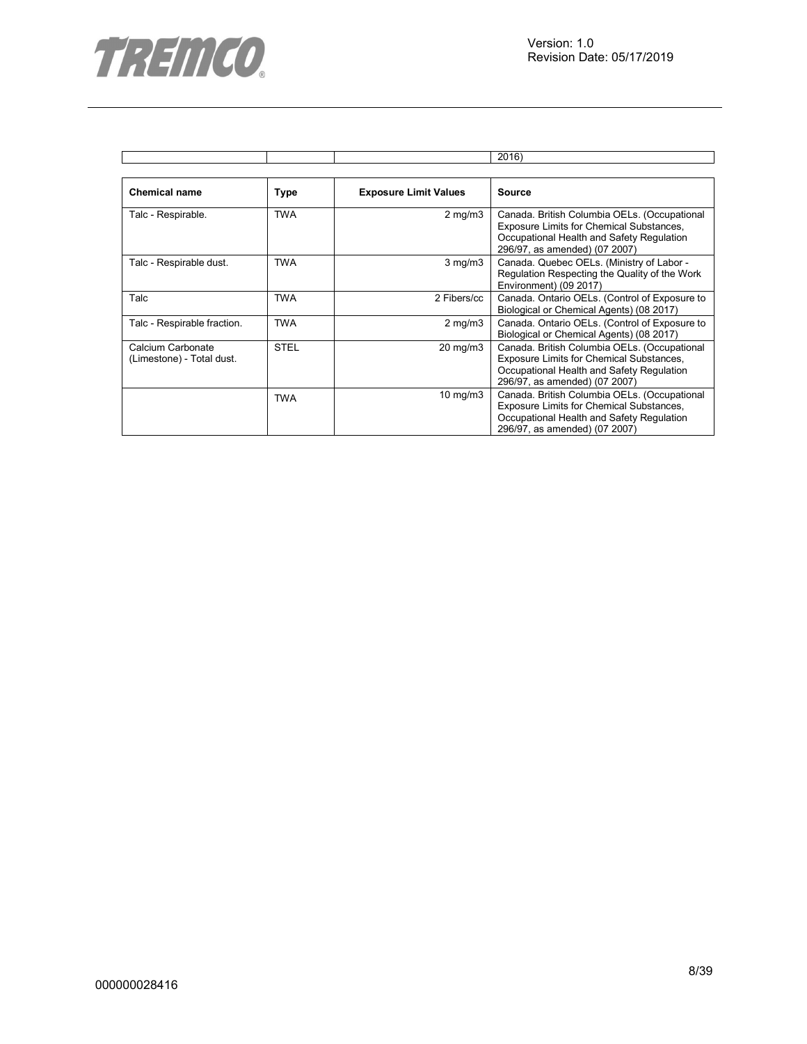| | | | 2016) |
|---|---|---|---|

| Chemical name | Type | Exposure Limit Values | Source |
|---|---|---|---|
| Talc - Respirable. | TWA | 2 mg/m3 | Canada. British Columbia OELs. (Occupational Exposure Limits for Chemical Substances, Occupational Health and Safety Regulation 296/97, as amended) (07 2007) |
| Talc - Respirable dust. | TWA | 3 mg/m3 | Canada. Quebec OELs. (Ministry of Labor - Regulation Respecting the Quality of the Work Environment) (09 2017) |
| Talc | TWA | 2 Fibers/cc | Canada. Ontario OELs. (Control of Exposure to Biological or Chemical Agents) (08 2017) |
| Talc - Respirable fraction. | TWA | 2 mg/m3 | Canada. Ontario OELs. (Control of Exposure to Biological or Chemical Agents) (08 2017) |
| Calcium Carbonate (Limestone) - Total dust. | STEL | 20 mg/m3 | Canada. British Columbia OELs. (Occupational Exposure Limits for Chemical Substances, Occupational Health and Safety Regulation 296/97, as amended) (07 2007) |
| | TWA | 10 mg/m3 | Canada. British Columbia OELs. (Occupational Exposure Limits for Chemical Substances, Occupational Health and Safety Regulation 296/97, as amended) (07 2007) |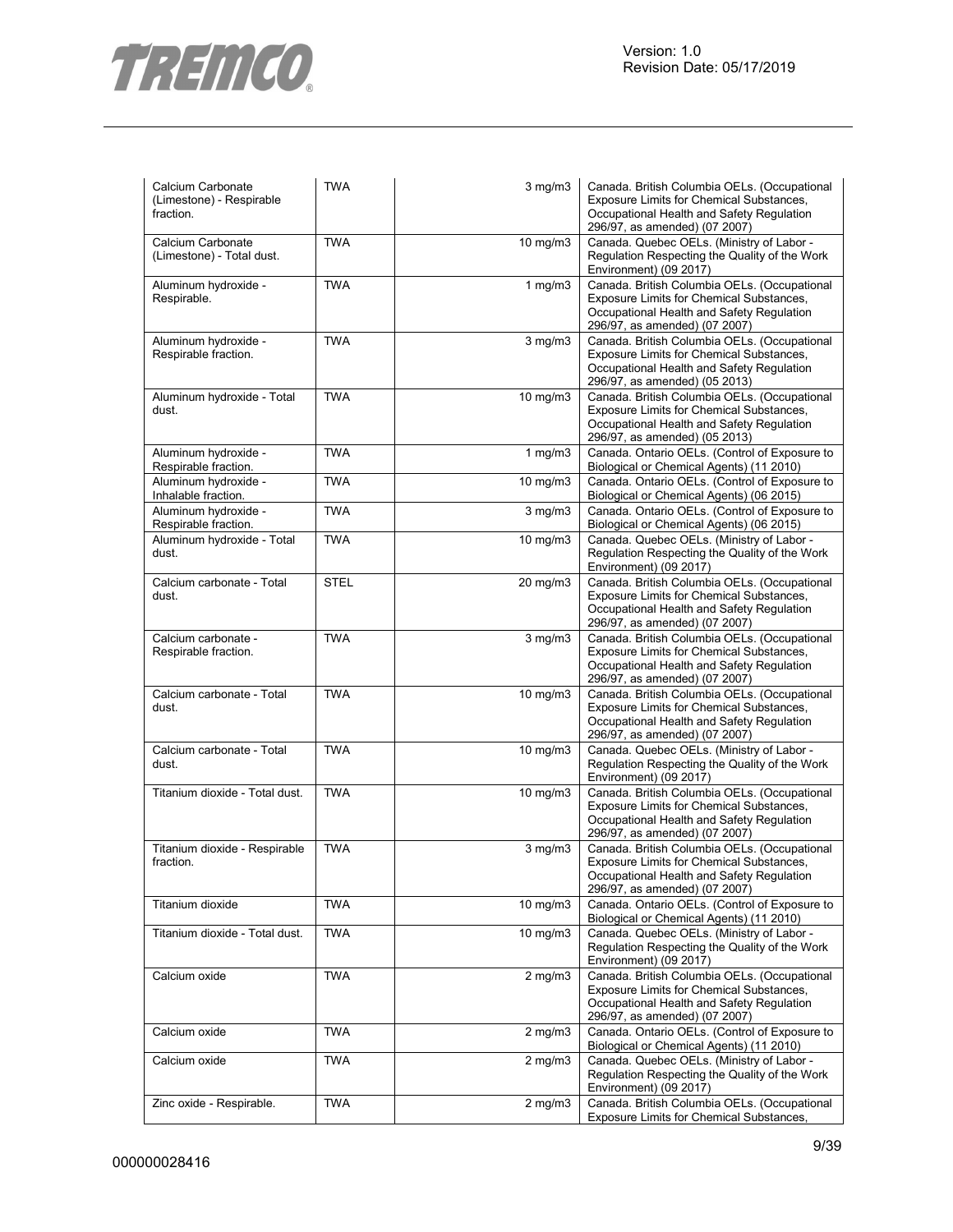| | | | |
|---|---|---|---|
| Calcium Carbonate (Limestone) - Respirable fraction. | TWA | 3 mg/m3 | Canada. British Columbia OELs. (Occupational Exposure Limits for Chemical Substances, Occupational Health and Safety Regulation 296/97, as amended) (07 2007) |
| Calcium Carbonate (Limestone) - Total dust. | TWA | 10 mg/m3 | Canada. Quebec OELs. (Ministry of Labor - Regulation Respecting the Quality of the Work Environment) (09 2017) |
| Aluminum hydroxide - Respirable. | TWA | 1 mg/m3 | Canada. British Columbia OELs. (Occupational Exposure Limits for Chemical Substances, Occupational Health and Safety Regulation 296/97, as amended) (07 2007) |
| Aluminum hydroxide - Respirable fraction. | TWA | 3 mg/m3 | Canada. British Columbia OELs. (Occupational Exposure Limits for Chemical Substances, Occupational Health and Safety Regulation 296/97, as amended) (05 2013) |
| Aluminum hydroxide - Total dust. | TWA | 10 mg/m3 | Canada. British Columbia OELs. (Occupational Exposure Limits for Chemical Substances, Occupational Health and Safety Regulation 296/97, as amended) (05 2013) |
| Aluminum hydroxide - Respirable fraction. | TWA | 1 mg/m3 | Canada. Ontario OELs. (Control of Exposure to Biological or Chemical Agents) (11 2010) |
| Aluminum hydroxide - Inhalable fraction. | TWA | 10 mg/m3 | Canada. Ontario OELs. (Control of Exposure to Biological or Chemical Agents) (06 2015) |
| Aluminum hydroxide - Respirable fraction. | TWA | 3 mg/m3 | Canada. Ontario OELs. (Control of Exposure to Biological or Chemical Agents) (06 2015) |
| Aluminum hydroxide - Total dust. | TWA | 10 mg/m3 | Canada. Quebec OELs. (Ministry of Labor - Regulation Respecting the Quality of the Work Environment) (09 2017) |
| Calcium carbonate - Total dust. | STEL | 20 mg/m3 | Canada. British Columbia OELs. (Occupational Exposure Limits for Chemical Substances, Occupational Health and Safety Regulation 296/97, as amended) (07 2007) |
| Calcium carbonate - Respirable fraction. | TWA | 3 mg/m3 | Canada. British Columbia OELs. (Occupational Exposure Limits for Chemical Substances, Occupational Health and Safety Regulation 296/97, as amended) (07 2007) |
| Calcium carbonate - Total dust. | TWA | 10 mg/m3 | Canada. British Columbia OELs. (Occupational Exposure Limits for Chemical Substances, Occupational Health and Safety Regulation 296/97, as amended) (07 2007) |
| Calcium carbonate - Total dust. | TWA | 10 mg/m3 | Canada. Quebec OELs. (Ministry of Labor - Regulation Respecting the Quality of the Work Environment) (09 2017) |
| Titanium dioxide - Total dust. | TWA | 10 mg/m3 | Canada. British Columbia OELs. (Occupational Exposure Limits for Chemical Substances, Occupational Health and Safety Regulation 296/97, as amended) (07 2007) |
| Titanium dioxide - Respirable fraction. | TWA | 3 mg/m3 | Canada. British Columbia OELs. (Occupational Exposure Limits for Chemical Substances, Occupational Health and Safety Regulation 296/97, as amended) (07 2007) |
| Titanium dioxide | TWA | 10 mg/m3 | Canada. Ontario OELs. (Control of Exposure to Biological or Chemical Agents) (11 2010) |
| Titanium dioxide - Total dust. | TWA | 10 mg/m3 | Canada. Quebec OELs. (Ministry of Labor - Regulation Respecting the Quality of the Work Environment) (09 2017) |
| Calcium oxide | TWA | 2 mg/m3 | Canada. British Columbia OELs. (Occupational Exposure Limits for Chemical Substances, Occupational Health and Safety Regulation 296/97, as amended) (07 2007) |
| Calcium oxide | TWA | 2 mg/m3 | Canada. Ontario OELs. (Control of Exposure to Biological or Chemical Agents) (11 2010) |
| Calcium oxide | TWA | 2 mg/m3 | Canada. Quebec OELs. (Ministry of Labor - Regulation Respecting the Quality of the Work Environment) (09 2017) |
| Zinc oxide - Respirable. | TWA | 2 mg/m3 | Canada. British Columbia OELs. (Occupational Exposure Limits for Chemical Substances, |

000000028416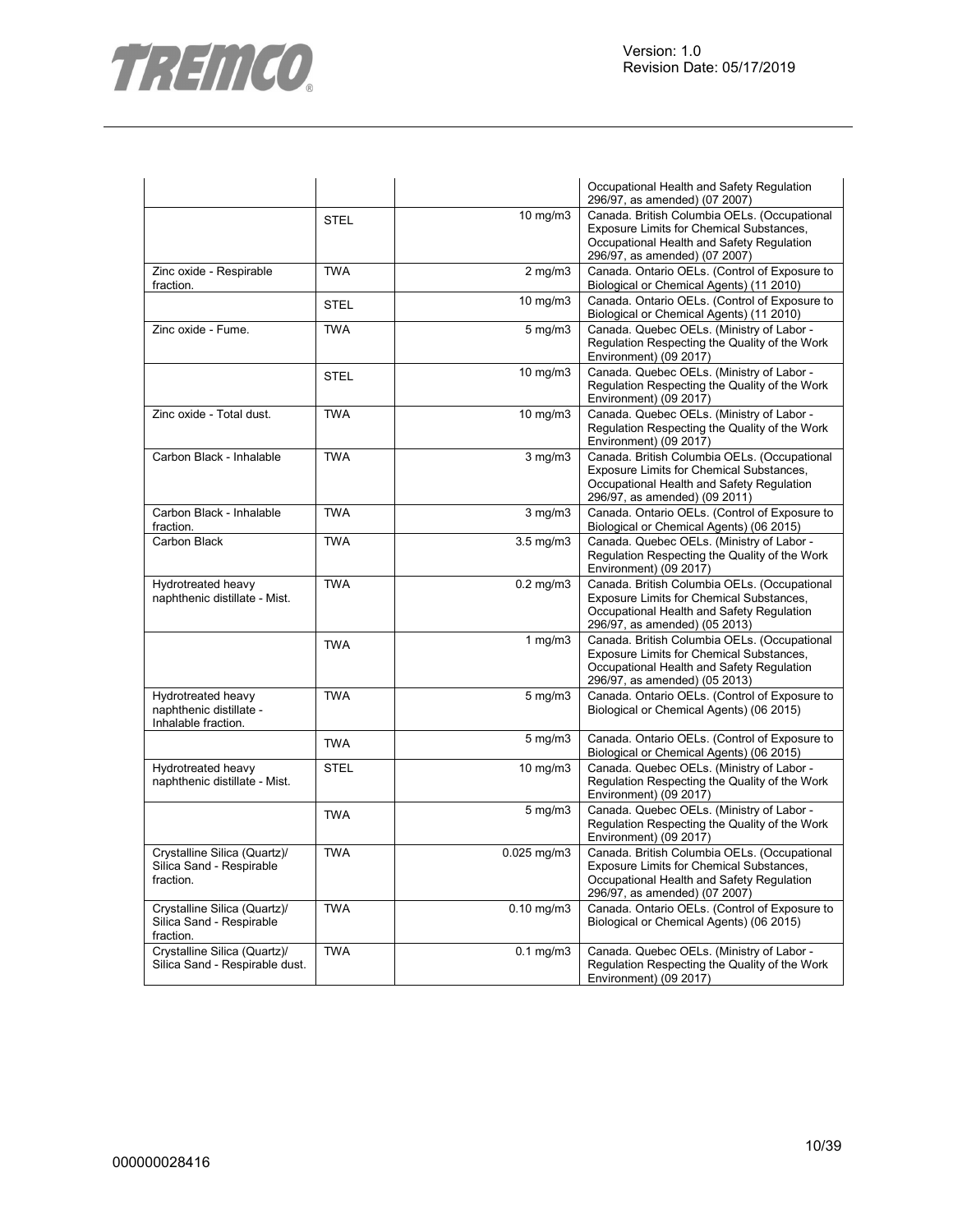| | | | |
|---|---|---|---|
| | | | Occupational Health and Safety Regulation 296/97, as amended) (07 2007) |
| | STEL | 10 mg/m3 | Canada. British Columbia OELs. (Occupational Exposure Limits for Chemical Substances, Occupational Health and Safety Regulation 296/97, as amended) (07 2007) |
| Zinc oxide - Respirable fraction. | TWA | 2 mg/m3 | Canada. Ontario OELs. (Control of Exposure to Biological or Chemical Agents) (11 2010) |
| | STEL | 10 mg/m3 | Canada. Ontario OELs. (Control of Exposure to Biological or Chemical Agents) (11 2010) |
| Zinc oxide - Fume. | TWA | 5 mg/m3 | Canada. Quebec OELs. (Ministry of Labor - Regulation Respecting the Quality of the Work Environment) (09 2017) |
| | STEL | 10 mg/m3 | Canada. Quebec OELs. (Ministry of Labor - Regulation Respecting the Quality of the Work Environment) (09 2017) |
| Zinc oxide - Total dust. | TWA | 10 mg/m3 | Canada. Quebec OELs. (Ministry of Labor - Regulation Respecting the Quality of the Work Environment) (09 2017) |
| Carbon Black - Inhalable | TWA | 3 mg/m3 | Canada. British Columbia OELs. (Occupational Exposure Limits for Chemical Substances, Occupational Health and Safety Regulation 296/97, as amended) (09 2011) |
| Carbon Black - Inhalable fraction. | TWA | 3 mg/m3 | Canada. Ontario OELs. (Control of Exposure to Biological or Chemical Agents) (06 2015) |
| Carbon Black | TWA | 3.5 mg/m3 | Canada. Quebec OELs. (Ministry of Labor - Regulation Respecting the Quality of the Work Environment) (09 2017) |
| Hydrotreated heavy naphthenic distillate - Mist. | TWA | 0.2 mg/m3 | Canada. British Columbia OELs. (Occupational Exposure Limits for Chemical Substances, Occupational Health and Safety Regulation 296/97, as amended) (05 2013) |
| | TWA | 1 mg/m3 | Canada. British Columbia OELs. (Occupational Exposure Limits for Chemical Substances, Occupational Health and Safety Regulation 296/97, as amended) (05 2013) |
| Hydrotreated heavy naphthenic distillate - Inhalable fraction. | TWA | 5 mg/m3 | Canada. Ontario OELs. (Control of Exposure to Biological or Chemical Agents) (06 2015) |
| | TWA | 5 mg/m3 | Canada. Ontario OELs. (Control of Exposure to Biological or Chemical Agents) (06 2015) |
| Hydrotreated heavy naphthenic distillate - Mist. | STEL | 10 mg/m3 | Canada. Quebec OELs. (Ministry of Labor - Regulation Respecting the Quality of the Work Environment) (09 2017) |
| | TWA | 5 mg/m3 | Canada. Quebec OELs. (Ministry of Labor - Regulation Respecting the Quality of the Work Environment) (09 2017) |
| Crystalline Silica (Quartz)/ Silica Sand - Respirable fraction. | TWA | 0.025 mg/m3 | Canada. British Columbia OELs. (Occupational Exposure Limits for Chemical Substances, Occupational Health and Safety Regulation 296/97, as amended) (07 2007) |
| Crystalline Silica (Quartz)/ Silica Sand - Respirable fraction. | TWA | 0.10 mg/m3 | Canada. Ontario OELs. (Control of Exposure to Biological or Chemical Agents) (06 2015) |
| Crystalline Silica (Quartz)/ Silica Sand - Respirable dust. | TWA | 0.1 mg/m3 | Canada. Quebec OELs. (Ministry of Labor - Regulation Respecting the Quality of the Work Environment) (09 2017) |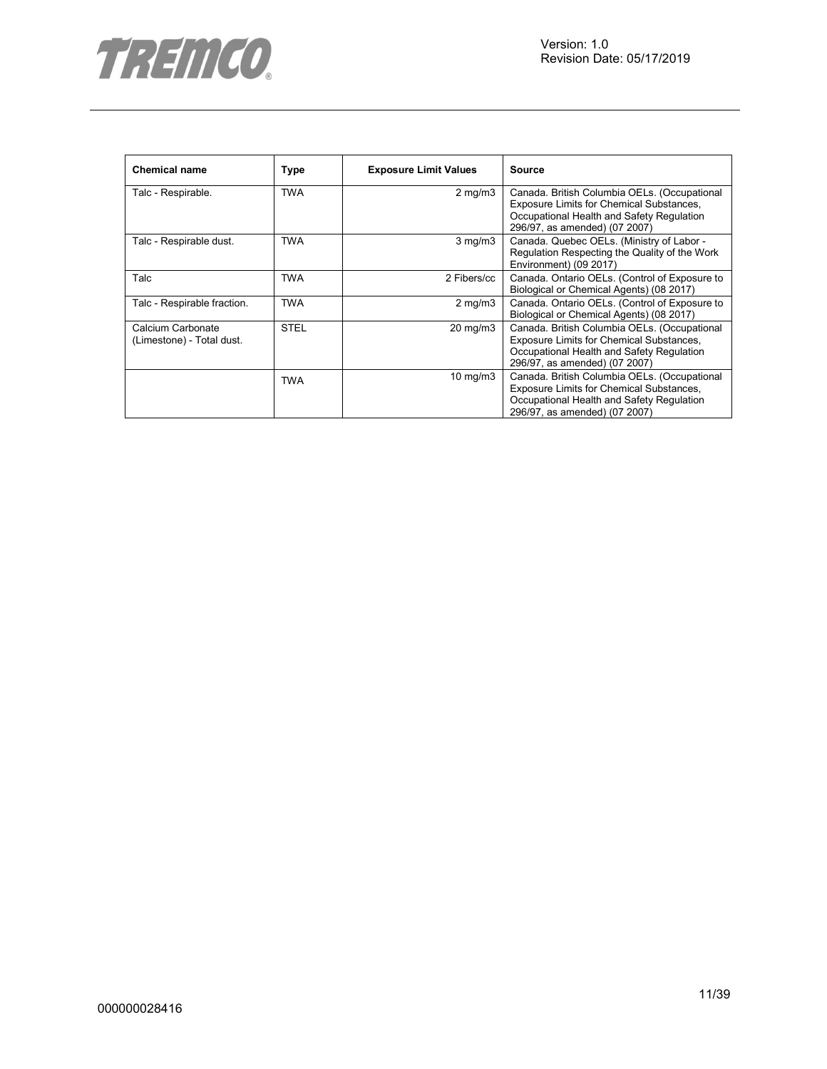| Chemical name | Type | Exposure Limit Values | Source |
|---|---|---|---|
| Talc - Respirable. | TWA | 2 mg/m3 | Canada. British Columbia OELs. (Occupational Exposure Limits for Chemical Substances, Occupational Health and Safety Regulation 296/97, as amended) (07 2007) |
| Talc - Respirable dust. | TWA | 3 mg/m3 | Canada. Quebec OELs. (Ministry of Labor - Regulation Respecting the Quality of the Work Environment) (09 2017) |
| Talc | TWA | 2 Fibers/cc | Canada. Ontario OELs. (Control of Exposure to Biological or Chemical Agents) (08 2017) |
| Talc - Respirable fraction. | TWA | 2 mg/m3 | Canada. Ontario OELs. (Control of Exposure to Biological or Chemical Agents) (08 2017) |
| Calcium Carbonate (Limestone) - Total dust. | STEL | 20 mg/m3 | Canada. British Columbia OELs. (Occupational Exposure Limits for Chemical Substances, Occupational Health and Safety Regulation 296/97, as amended) (07 2007) |
| | TWA | 10 mg/m3 | Canada. British Columbia OELs. (Occupational Exposure Limits for Chemical Substances, Occupational Health and Safety Regulation 296/97, as amended) (07 2007) |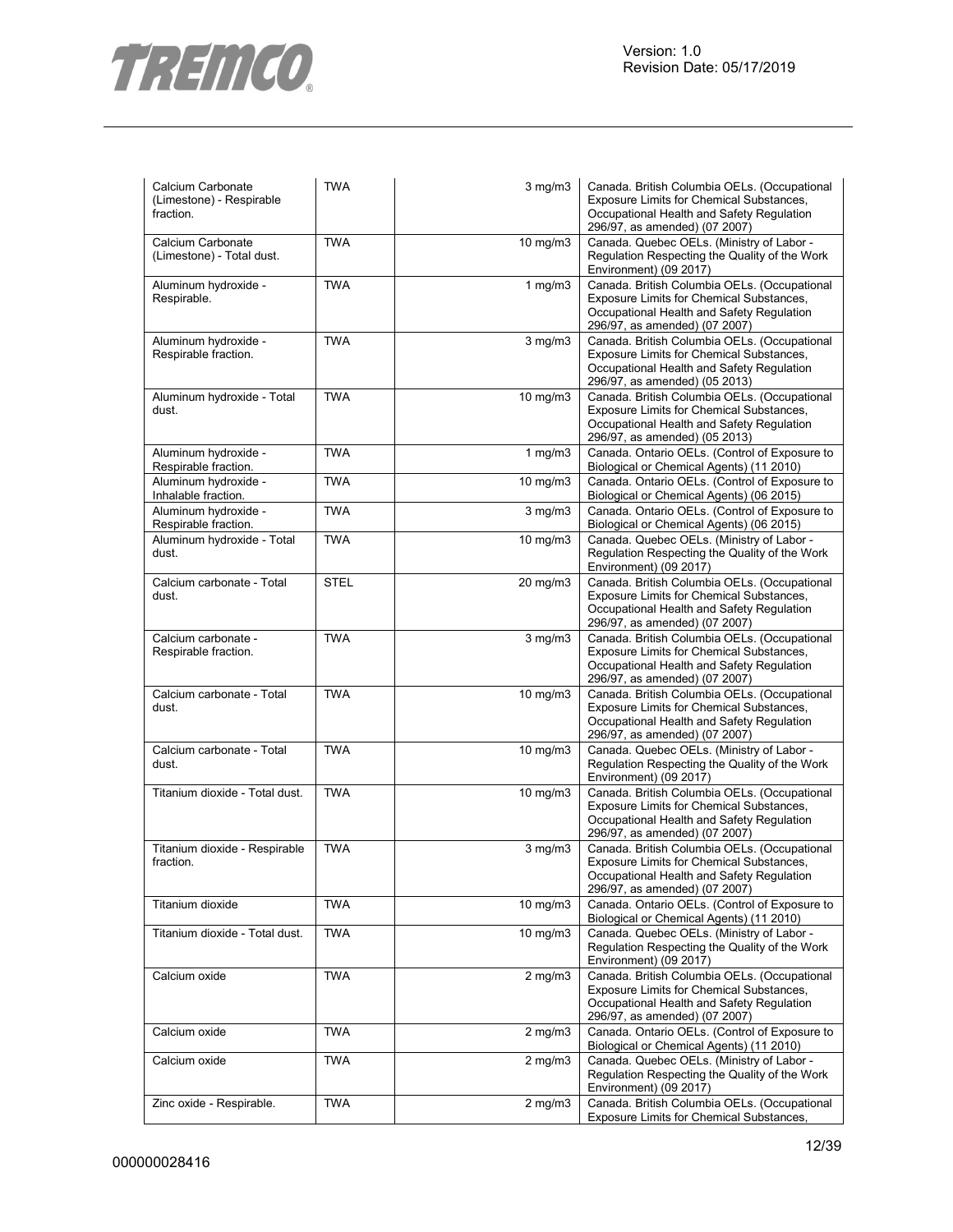| | | | |
|---|---|---|---|
| Calcium Carbonate (Limestone) - Respirable fraction. | TWA | 3 mg/m3 | Canada. British Columbia OELs. (Occupational Exposure Limits for Chemical Substances, Occupational Health and Safety Regulation 296/97, as amended) (07 2007) |
| Calcium Carbonate (Limestone) - Total dust. | TWA | 10 mg/m3 | Canada. Quebec OELs. (Ministry of Labor - Regulation Respecting the Quality of the Work Environment) (09 2017) |
| Aluminum hydroxide - Respirable. | TWA | 1 mg/m3 | Canada. British Columbia OELs. (Occupational Exposure Limits for Chemical Substances, Occupational Health and Safety Regulation 296/97, as amended) (07 2007) |
| Aluminum hydroxide - Respirable fraction. | TWA | 3 mg/m3 | Canada. British Columbia OELs. (Occupational Exposure Limits for Chemical Substances, Occupational Health and Safety Regulation 296/97, as amended) (05 2013) |
| Aluminum hydroxide - Total dust. | TWA | 10 mg/m3 | Canada. British Columbia OELs. (Occupational Exposure Limits for Chemical Substances, Occupational Health and Safety Regulation 296/97, as amended) (05 2013) |
| Aluminum hydroxide - Respirable fraction. | TWA | 1 mg/m3 | Canada. Ontario OELs. (Control of Exposure to Biological or Chemical Agents) (11 2010) |
| Aluminum hydroxide - Inhalable fraction. | TWA | 10 mg/m3 | Canada. Ontario OELs. (Control of Exposure to Biological or Chemical Agents) (06 2015) |
| Aluminum hydroxide - Respirable fraction. | TWA | 3 mg/m3 | Canada. Ontario OELs. (Control of Exposure to Biological or Chemical Agents) (06 2015) |
| Aluminum hydroxide - Total dust. | TWA | 10 mg/m3 | Canada. Quebec OELs. (Ministry of Labor - Regulation Respecting the Quality of the Work Environment) (09 2017) |
| Calcium carbonate - Total dust. | STEL | 20 mg/m3 | Canada. British Columbia OELs. (Occupational Exposure Limits for Chemical Substances, Occupational Health and Safety Regulation 296/97, as amended) (07 2007) |
| Calcium carbonate - Respirable fraction. | TWA | 3 mg/m3 | Canada. British Columbia OELs. (Occupational Exposure Limits for Chemical Substances, Occupational Health and Safety Regulation 296/97, as amended) (07 2007) |
| Calcium carbonate - Total dust. | TWA | 10 mg/m3 | Canada. British Columbia OELs. (Occupational Exposure Limits for Chemical Substances, Occupational Health and Safety Regulation 296/97, as amended) (07 2007) |
| Calcium carbonate - Total dust. | TWA | 10 mg/m3 | Canada. Quebec OELs. (Ministry of Labor - Regulation Respecting the Quality of the Work Environment) (09 2017) |
| Titanium dioxide - Total dust. | TWA | 10 mg/m3 | Canada. British Columbia OELs. (Occupational Exposure Limits for Chemical Substances, Occupational Health and Safety Regulation 296/97, as amended) (07 2007) |
| Titanium dioxide - Respirable fraction. | TWA | 3 mg/m3 | Canada. British Columbia OELs. (Occupational Exposure Limits for Chemical Substances, Occupational Health and Safety Regulation 296/97, as amended) (07 2007) |
| Titanium dioxide | TWA | 10 mg/m3 | Canada. Ontario OELs. (Control of Exposure to Biological or Chemical Agents) (11 2010) |
| Titanium dioxide - Total dust. | TWA | 10 mg/m3 | Canada. Quebec OELs. (Ministry of Labor - Regulation Respecting the Quality of the Work Environment) (09 2017) |
| Calcium oxide | TWA | 2 mg/m3 | Canada. British Columbia OELs. (Occupational Exposure Limits for Chemical Substances, Occupational Health and Safety Regulation 296/97, as amended) (07 2007) |
| Calcium oxide | TWA | 2 mg/m3 | Canada. Ontario OELs. (Control of Exposure to Biological or Chemical Agents) (11 2010) |
| Calcium oxide | TWA | 2 mg/m3 | Canada. Quebec OELs. (Ministry of Labor - Regulation Respecting the Quality of the Work Environment) (09 2017) |
| Zinc oxide - Respirable. | TWA | 2 mg/m3 | Canada. British Columbia OELs. (Occupational Exposure Limits for Chemical Substances, |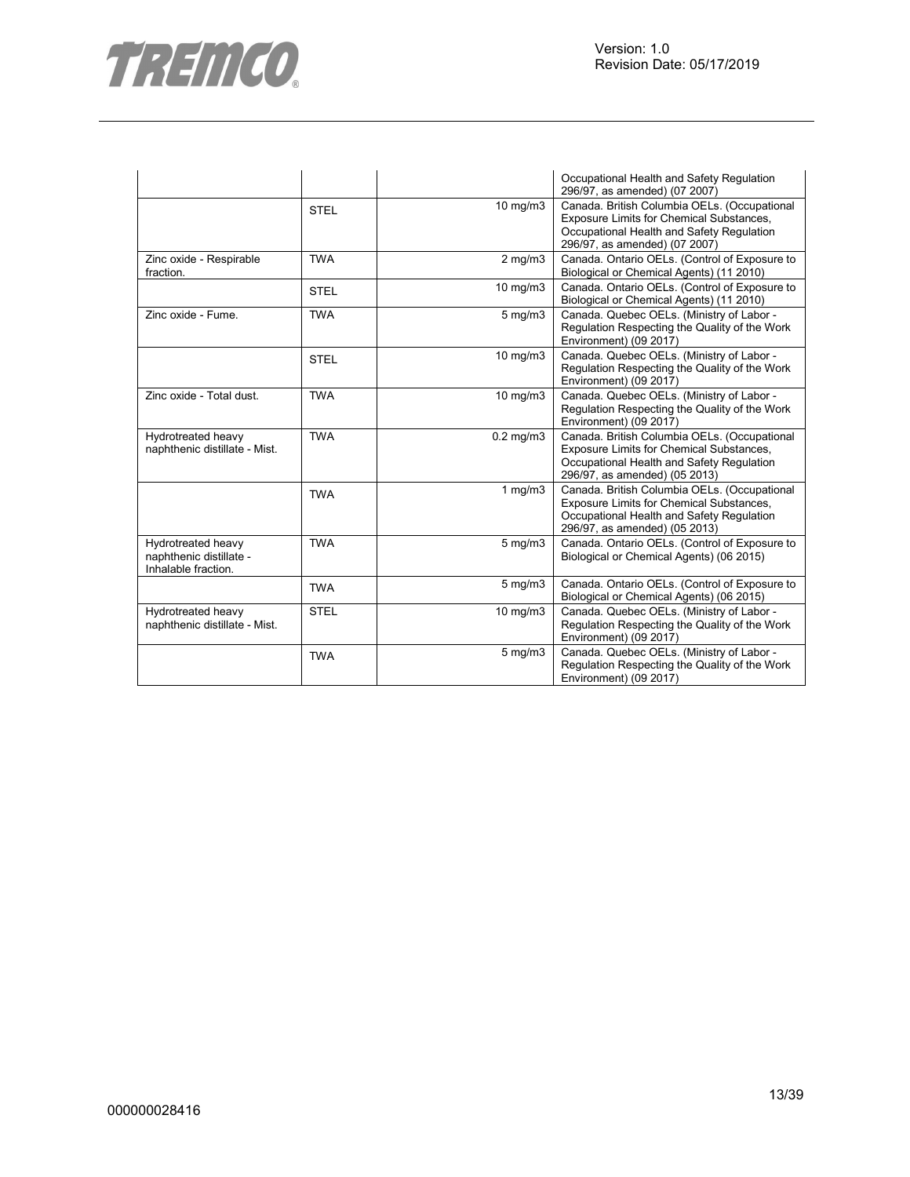| | | | |
|---|---|---|---|
| | | | Occupational Health and Safety Regulation 296/97, as amended) (07 2007) |
| | STEL | 10 mg/m3 | Canada. British Columbia OELs. (Occupational Exposure Limits for Chemical Substances, Occupational Health and Safety Regulation 296/97, as amended) (07 2007) |
| Zinc oxide - Respirable fraction. | TWA | 2 mg/m3 | Canada. Ontario OELs. (Control of Exposure to Biological or Chemical Agents) (11 2010) |
| | STEL | 10 mg/m3 | Canada. Ontario OELs. (Control of Exposure to Biological or Chemical Agents) (11 2010) |
| Zinc oxide - Fume. | TWA | 5 mg/m3 | Canada. Quebec OELs. (Ministry of Labor - Regulation Respecting the Quality of the Work Environment) (09 2017) |
| | STEL | 10 mg/m3 | Canada. Quebec OELs. (Ministry of Labor - Regulation Respecting the Quality of the Work Environment) (09 2017) |
| Zinc oxide - Total dust. | TWA | 10 mg/m3 | Canada. Quebec OELs. (Ministry of Labor - Regulation Respecting the Quality of the Work Environment) (09 2017) |
| Hydrotreated heavy naphthenic distillate - Mist. | TWA | 0.2 mg/m3 | Canada. British Columbia OELs. (Occupational Exposure Limits for Chemical Substances, Occupational Health and Safety Regulation 296/97, as amended) (05 2013) |
| | TWA | 1 mg/m3 | Canada. British Columbia OELs. (Occupational Exposure Limits for Chemical Substances, Occupational Health and Safety Regulation 296/97, as amended) (05 2013) |
| Hydrotreated heavy naphthenic distillate - Inhalable fraction. | TWA | 5 mg/m3 | Canada. Ontario OELs. (Control of Exposure to Biological or Chemical Agents) (06 2015) |
| | TWA | 5 mg/m3 | Canada. Ontario OELs. (Control of Exposure to Biological or Chemical Agents) (06 2015) |
| Hydrotreated heavy naphthenic distillate - Mist. | STEL | 10 mg/m3 | Canada. Quebec OELs. (Ministry of Labor - Regulation Respecting the Quality of the Work Environment) (09 2017) |
| | TWA | 5 mg/m3 | Canada. Quebec OELs. (Ministry of Labor - Regulation Respecting the Quality of the Work Environment) (09 2017) |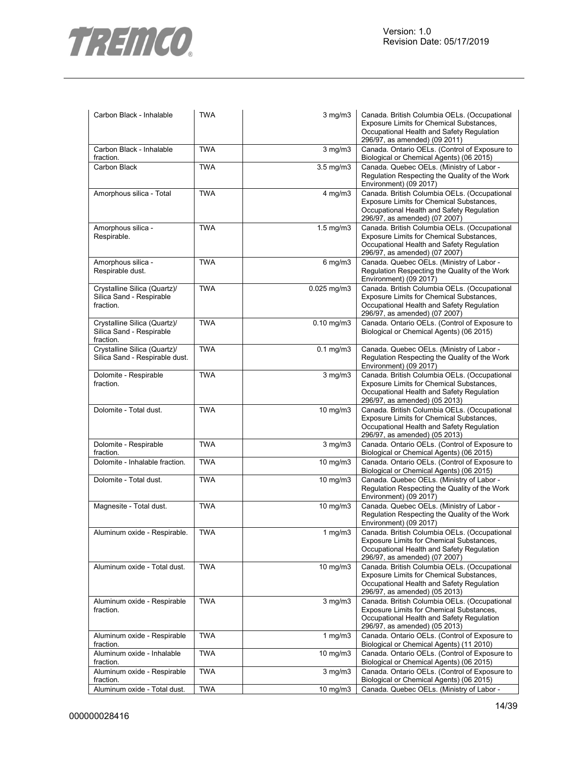| | | | |
|---|---|---|---|
| Carbon Black - Inhalable | TWA | 3 mg/m3 | Canada. British Columbia OELs. (Occupational Exposure Limits for Chemical Substances, Occupational Health and Safety Regulation 296/97, as amended) (09 2011) |
| Carbon Black - Inhalable fraction. | TWA | 3 mg/m3 | Canada. Ontario OELs. (Control of Exposure to Biological or Chemical Agents) (06 2015) |
| Carbon Black | TWA | 3.5 mg/m3 | Canada. Quebec OELs. (Ministry of Labor - Regulation Respecting the Quality of the Work Environment) (09 2017) |
| Amorphous silica - Total | TWA | 4 mg/m3 | Canada. British Columbia OELs. (Occupational Exposure Limits for Chemical Substances, Occupational Health and Safety Regulation 296/97, as amended) (07 2007) |
| Amorphous silica - Respirable. | TWA | 1.5 mg/m3 | Canada. British Columbia OELs. (Occupational Exposure Limits for Chemical Substances, Occupational Health and Safety Regulation 296/97, as amended) (07 2007) |
| Amorphous silica - Respirable dust. | TWA | 6 mg/m3 | Canada. Quebec OELs. (Ministry of Labor - Regulation Respecting the Quality of the Work Environment) (09 2017) |
| Crystalline Silica (Quartz)/ Silica Sand - Respirable fraction. | TWA | 0.025 mg/m3 | Canada. British Columbia OELs. (Occupational Exposure Limits for Chemical Substances, Occupational Health and Safety Regulation 296/97, as amended) (07 2007) |
| Crystalline Silica (Quartz)/ Silica Sand - Respirable fraction. | TWA | 0.10 mg/m3 | Canada. Ontario OELs. (Control of Exposure to Biological or Chemical Agents) (06 2015) |
| Crystalline Silica (Quartz)/ Silica Sand - Respirable dust. | TWA | 0.1 mg/m3 | Canada. Quebec OELs. (Ministry of Labor - Regulation Respecting the Quality of the Work Environment) (09 2017) |
| Dolomite - Respirable fraction. | TWA | 3 mg/m3 | Canada. British Columbia OELs. (Occupational Exposure Limits for Chemical Substances, Occupational Health and Safety Regulation 296/97, as amended) (05 2013) |
| Dolomite - Total dust. | TWA | 10 mg/m3 | Canada. British Columbia OELs. (Occupational Exposure Limits for Chemical Substances, Occupational Health and Safety Regulation 296/97, as amended) (05 2013) |
| Dolomite - Respirable fraction. | TWA | 3 mg/m3 | Canada. Ontario OELs. (Control of Exposure to Biological or Chemical Agents) (06 2015) |
| Dolomite - Inhalable fraction. | TWA | 10 mg/m3 | Canada. Ontario OELs. (Control of Exposure to Biological or Chemical Agents) (06 2015) |
| Dolomite - Total dust. | TWA | 10 mg/m3 | Canada. Quebec OELs. (Ministry of Labor - Regulation Respecting the Quality of the Work Environment) (09 2017) |
| Magnesite - Total dust. | TWA | 10 mg/m3 | Canada. Quebec OELs. (Ministry of Labor - Regulation Respecting the Quality of the Work Environment) (09 2017) |
| Aluminum oxide - Respirable. | TWA | 1 mg/m3 | Canada. British Columbia OELs. (Occupational Exposure Limits for Chemical Substances, Occupational Health and Safety Regulation 296/97, as amended) (07 2007) |
| Aluminum oxide - Total dust. | TWA | 10 mg/m3 | Canada. British Columbia OELs. (Occupational Exposure Limits for Chemical Substances, Occupational Health and Safety Regulation 296/97, as amended) (05 2013) |
| Aluminum oxide - Respirable fraction. | TWA | 3 mg/m3 | Canada. British Columbia OELs. (Occupational Exposure Limits for Chemical Substances, Occupational Health and Safety Regulation 296/97, as amended) (05 2013) |
| Aluminum oxide - Respirable fraction. | TWA | 1 mg/m3 | Canada. Ontario OELs. (Control of Exposure to Biological or Chemical Agents) (11 2010) |
| Aluminum oxide - Inhalable fraction. | TWA | 10 mg/m3 | Canada. Ontario OELs. (Control of Exposure to Biological or Chemical Agents) (06 2015) |
| Aluminum oxide - Respirable fraction. | TWA | 3 mg/m3 | Canada. Ontario OELs. (Control of Exposure to Biological or Chemical Agents) (06 2015) |
| Aluminum oxide - Total dust. | TWA | 10 mg/m3 | Canada. Quebec OELs. (Ministry of Labor - |

000000028416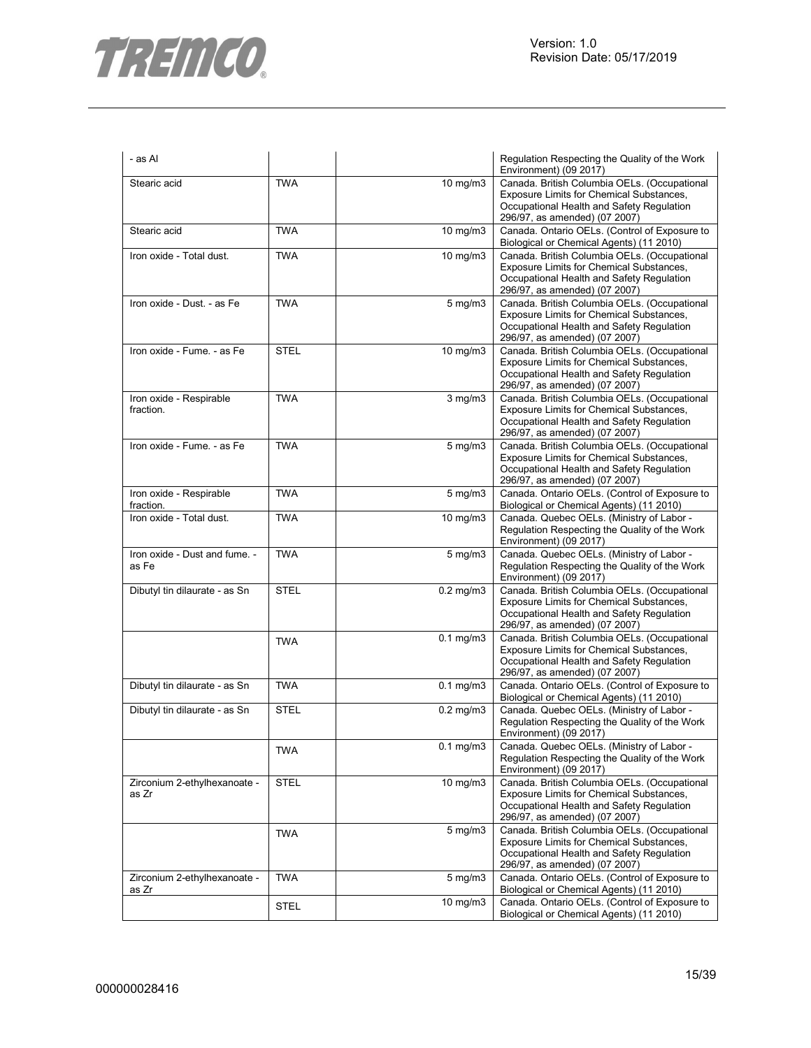| | | | |
|---|---|---|---|
| - as Al | | | Regulation Respecting the Quality of the Work Environment) (09 2017) |
| Stearic acid | TWA | 10 mg/m3 | Canada. British Columbia OELs. (Occupational Exposure Limits for Chemical Substances, Occupational Health and Safety Regulation 296/97, as amended) (07 2007) |
| Stearic acid | TWA | 10 mg/m3 | Canada. Ontario OELs. (Control of Exposure to Biological or Chemical Agents) (11 2010) |
| Iron oxide - Total dust. | TWA | 10 mg/m3 | Canada. British Columbia OELs. (Occupational Exposure Limits for Chemical Substances, Occupational Health and Safety Regulation 296/97, as amended) (07 2007) |
| Iron oxide - Dust. - as Fe | TWA | 5 mg/m3 | Canada. British Columbia OELs. (Occupational Exposure Limits for Chemical Substances, Occupational Health and Safety Regulation 296/97, as amended) (07 2007) |
| Iron oxide - Fume. - as Fe | STEL | 10 mg/m3 | Canada. British Columbia OELs. (Occupational Exposure Limits for Chemical Substances, Occupational Health and Safety Regulation 296/97, as amended) (07 2007) |
| Iron oxide - Respirable fraction. | TWA | 3 mg/m3 | Canada. British Columbia OELs. (Occupational Exposure Limits for Chemical Substances, Occupational Health and Safety Regulation 296/97, as amended) (07 2007) |
| Iron oxide - Fume. - as Fe | TWA | 5 mg/m3 | Canada. British Columbia OELs. (Occupational Exposure Limits for Chemical Substances, Occupational Health and Safety Regulation 296/97, as amended) (07 2007) |
| Iron oxide - Respirable fraction. | TWA | 5 mg/m3 | Canada. Ontario OELs. (Control of Exposure to Biological or Chemical Agents) (11 2010) |
| Iron oxide - Total dust. | TWA | 10 mg/m3 | Canada. Quebec OELs. (Ministry of Labor - Regulation Respecting the Quality of the Work Environment) (09 2017) |
| Iron oxide - Dust and fume. - as Fe | TWA | 5 mg/m3 | Canada. Quebec OELs. (Ministry of Labor - Regulation Respecting the Quality of the Work Environment) (09 2017) |
| Dibutyl tin dilaurate - as Sn | STEL | 0.2 mg/m3 | Canada. British Columbia OELs. (Occupational Exposure Limits for Chemical Substances, Occupational Health and Safety Regulation 296/97, as amended) (07 2007) |
| | TWA | 0.1 mg/m3 | Canada. British Columbia OELs. (Occupational Exposure Limits for Chemical Substances, Occupational Health and Safety Regulation 296/97, as amended) (07 2007) |
| Dibutyl tin dilaurate - as Sn | TWA | 0.1 mg/m3 | Canada. Ontario OELs. (Control of Exposure to Biological or Chemical Agents) (11 2010) |
| Dibutyl tin dilaurate - as Sn | STEL | 0.2 mg/m3 | Canada. Quebec OELs. (Ministry of Labor - Regulation Respecting the Quality of the Work Environment) (09 2017) |
| | TWA | 0.1 mg/m3 | Canada. Quebec OELs. (Ministry of Labor - Regulation Respecting the Quality of the Work Environment) (09 2017) |
| Zirconium 2-ethylhexanoate - as Zr | STEL | 10 mg/m3 | Canada. British Columbia OELs. (Occupational Exposure Limits for Chemical Substances, Occupational Health and Safety Regulation 296/97, as amended) (07 2007) |
| | TWA | 5 mg/m3 | Canada. British Columbia OELs. (Occupational Exposure Limits for Chemical Substances, Occupational Health and Safety Regulation 296/97, as amended) (07 2007) |
| Zirconium 2-ethylhexanoate - as Zr | TWA | 5 mg/m3 | Canada. Ontario OELs. (Control of Exposure to Biological or Chemical Agents) (11 2010) |
| | STEL | 10 mg/m3 | Canada. Ontario OELs. (Control of Exposure to Biological or Chemical Agents) (11 2010) |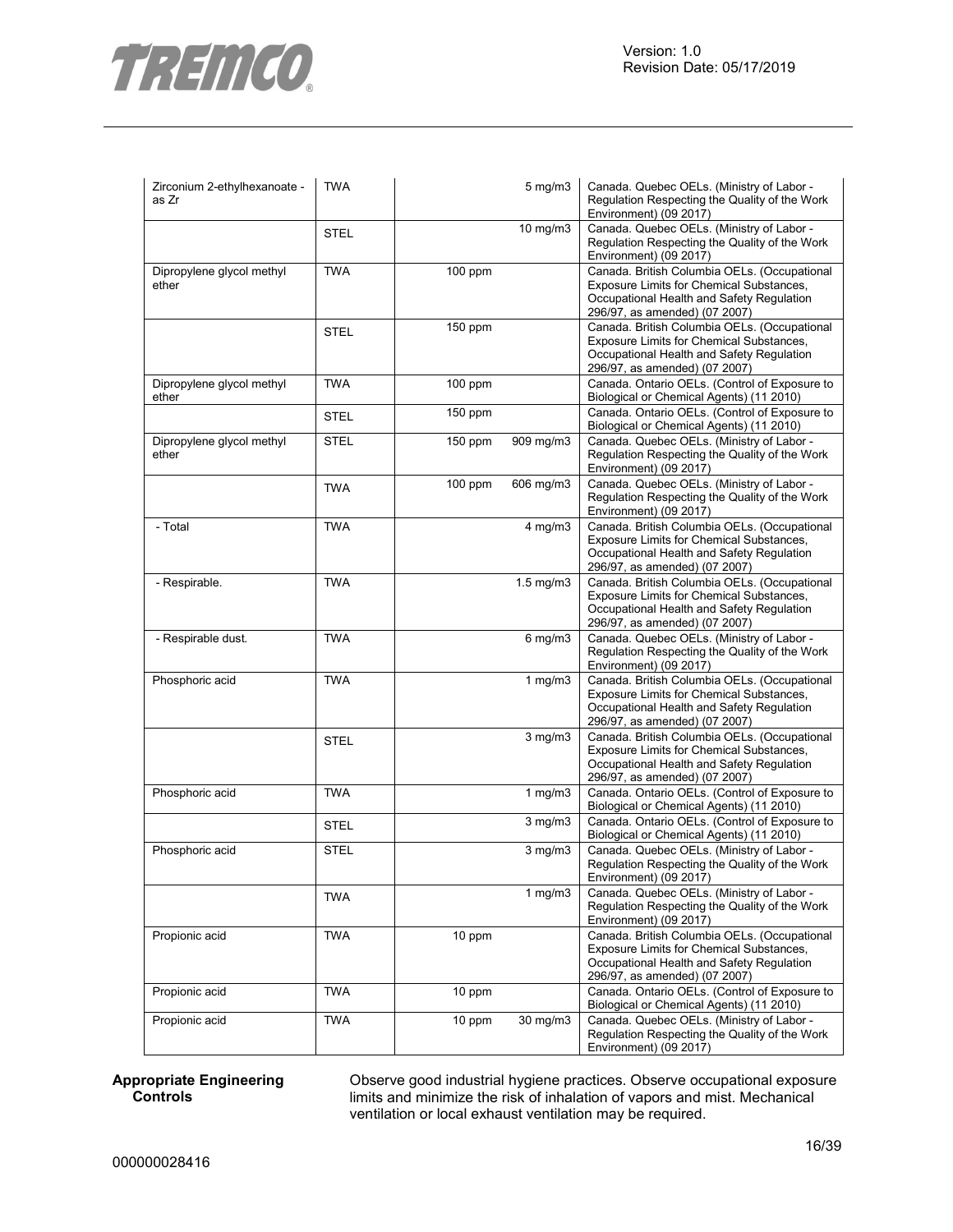| | | | | |
|---|---|---|---|---|
| Zirconium 2-ethylhexanoate - as Zr | TWA | | 5 mg/m3 | Canada. Quebec OELs. (Ministry of Labor - Regulation Respecting the Quality of the Work Environment) (09 2017) |
| | STEL | | 10 mg/m3 | Canada. Quebec OELs. (Ministry of Labor - Regulation Respecting the Quality of the Work Environment) (09 2017) |
| Dipropylene glycol methyl ether | TWA | 100 ppm | | Canada. British Columbia OELs. (Occupational Exposure Limits for Chemical Substances, Occupational Health and Safety Regulation 296/97, as amended) (07 2007) |
| | STEL | 150 ppm | | Canada. British Columbia OELs. (Occupational Exposure Limits for Chemical Substances, Occupational Health and Safety Regulation 296/97, as amended) (07 2007) |
| Dipropylene glycol methyl ether | TWA | 100 ppm | | Canada. Ontario OELs. (Control of Exposure to Biological or Chemical Agents) (11 2010) |
| | STEL | 150 ppm | | Canada. Ontario OELs. (Control of Exposure to Biological or Chemical Agents) (11 2010) |
| Dipropylene glycol methyl ether | STEL | 150 ppm | 909 mg/m3 | Canada. Quebec OELs. (Ministry of Labor - Regulation Respecting the Quality of the Work Environment) (09 2017) |
| | TWA | 100 ppm | 606 mg/m3 | Canada. Quebec OELs. (Ministry of Labor - Regulation Respecting the Quality of the Work Environment) (09 2017) |
| - Total | TWA | | 4 mg/m3 | Canada. British Columbia OELs. (Occupational Exposure Limits for Chemical Substances, Occupational Health and Safety Regulation 296/97, as amended) (07 2007) |
| - Respirable. | TWA | | 1.5 mg/m3 | Canada. British Columbia OELs. (Occupational Exposure Limits for Chemical Substances, Occupational Health and Safety Regulation 296/97, as amended) (07 2007) |
| - Respirable dust. | TWA | | 6 mg/m3 | Canada. Quebec OELs. (Ministry of Labor - Regulation Respecting the Quality of the Work Environment) (09 2017) |
| Phosphoric acid | TWA | | 1 mg/m3 | Canada. British Columbia OELs. (Occupational Exposure Limits for Chemical Substances, Occupational Health and Safety Regulation 296/97, as amended) (07 2007) |
| | STEL | | 3 mg/m3 | Canada. British Columbia OELs. (Occupational Exposure Limits for Chemical Substances, Occupational Health and Safety Regulation 296/97, as amended) (07 2007) |
| Phosphoric acid | TWA | | 1 mg/m3 | Canada. Ontario OELs. (Control of Exposure to Biological or Chemical Agents) (11 2010) |
| | STEL | | 3 mg/m3 | Canada. Ontario OELs. (Control of Exposure to Biological or Chemical Agents) (11 2010) |
| Phosphoric acid | STEL | | 3 mg/m3 | Canada. Quebec OELs. (Ministry of Labor - Regulation Respecting the Quality of the Work Environment) (09 2017) |
| | TWA | | 1 mg/m3 | Canada. Quebec OELs. (Ministry of Labor - Regulation Respecting the Quality of the Work Environment) (09 2017) |
| Propionic acid | TWA | 10 ppm | | Canada. British Columbia OELs. (Occupational Exposure Limits for Chemical Substances, Occupational Health and Safety Regulation 296/97, as amended) (07 2007) |
| Propionic acid | TWA | 10 ppm | | Canada. Ontario OELs. (Control of Exposure to Biological or Chemical Agents) (11 2010) |
| Propionic acid | TWA | 10 ppm | 30 mg/m3 | Canada. Quebec OELs. (Ministry of Labor - Regulation Respecting the Quality of the Work Environment) (09 2017) |

**Appropriate Engineering Controls**

Observe good industrial hygiene practices. Observe occupational exposure limits and minimize the risk of inhalation of vapors and mist. Mechanical ventilation or local exhaust ventilation may be required.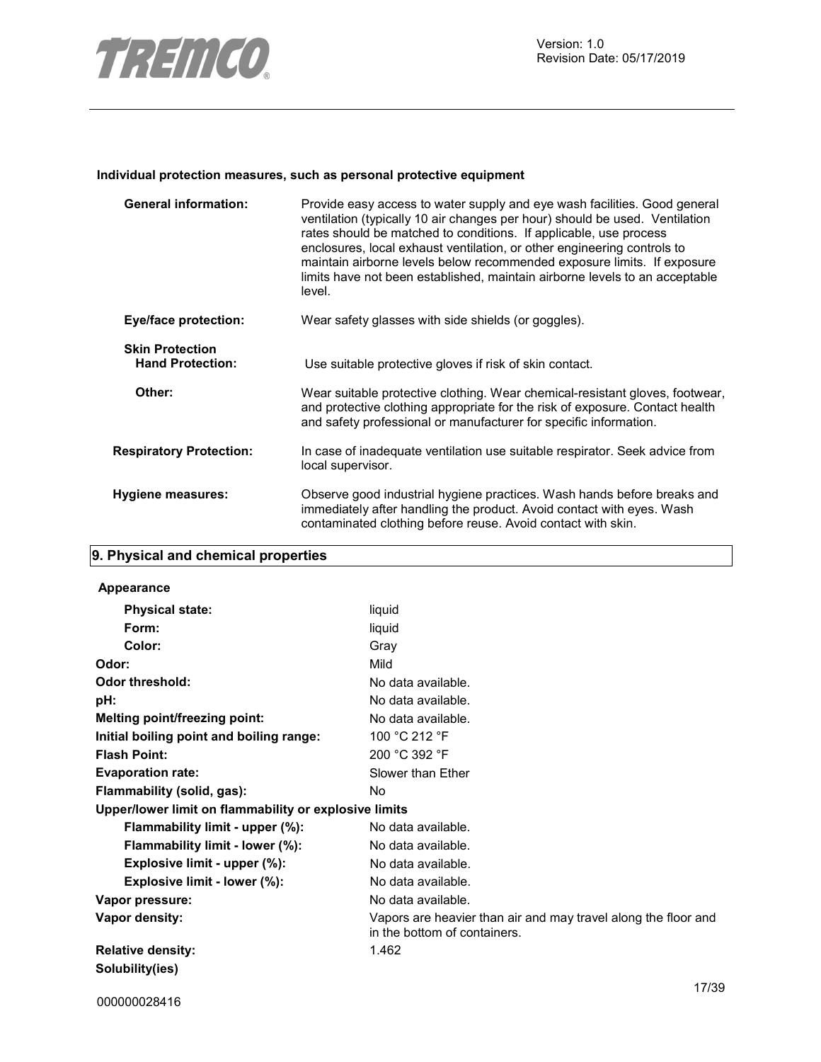**Individual protection measures, such as personal protective equipment**

| | |
|---|---|
| **General information:** | Provide easy access to water supply and eye wash facilities. Good general ventilation (typically 10 air changes per hour) should be used. Ventilation rates should be matched to conditions. If applicable, use process enclosures, local exhaust ventilation, or other engineering controls to maintain airborne levels below recommended exposure limits. If exposure limits have not been established, maintain airborne levels to an acceptable level. |
| **Eye/face protection:** | Wear safety glasses with side shields (or goggles). |
| **Skin Protection** | |
| **Hand Protection:** | Use suitable protective gloves if risk of skin contact. |
| **Other:** | Wear suitable protective clothing. Wear chemical-resistant gloves, footwear, and protective clothing appropriate for the risk of exposure. Contact health and safety professional or manufacturer for specific information. |
| **Respiratory Protection:** | In case of inadequate ventilation use suitable respirator. Seek advice from local supervisor. |
| **Hygiene measures:** | Observe good industrial hygiene practices. Wash hands before breaks and immediately after handling the product. Avoid contact with eyes. Wash contaminated clothing before reuse. Avoid contact with skin. |

## 9. Physical and chemical properties

**Appearance**

| | |
|---|---|
| **Physical state:** | liquid |
| **Form:** | liquid |
| **Color:** | Gray |
| **Odor:** | Mild |
| **Odor threshold:** | No data available. |
| **pH:** | No data available. |
| **Melting point/freezing point:** | No data available. |
| **Initial boiling point and boiling range:** | 100 °C 212 °F |
| **Flash Point:** | 200 °C 392 °F |
| **Evaporation rate:** | Slower than Ether |
| **Flammability (solid, gas):** | No |
| **Upper/lower limit on flammability or explosive limits** | |
| **Flammability limit - upper (%):** | No data available. |
| **Flammability limit - lower (%):** | No data available. |
| **Explosive limit - upper (%):** | No data available. |
| **Explosive limit - lower (%):** | No data available. |
| **Vapor pressure:** | No data available. |
| **Vapor density:** | Vapors are heavier than air and may travel along the floor and in the bottom of containers. |
| **Relative density:** | 1.462 |
| **Solubility(ies)** | |

000000028416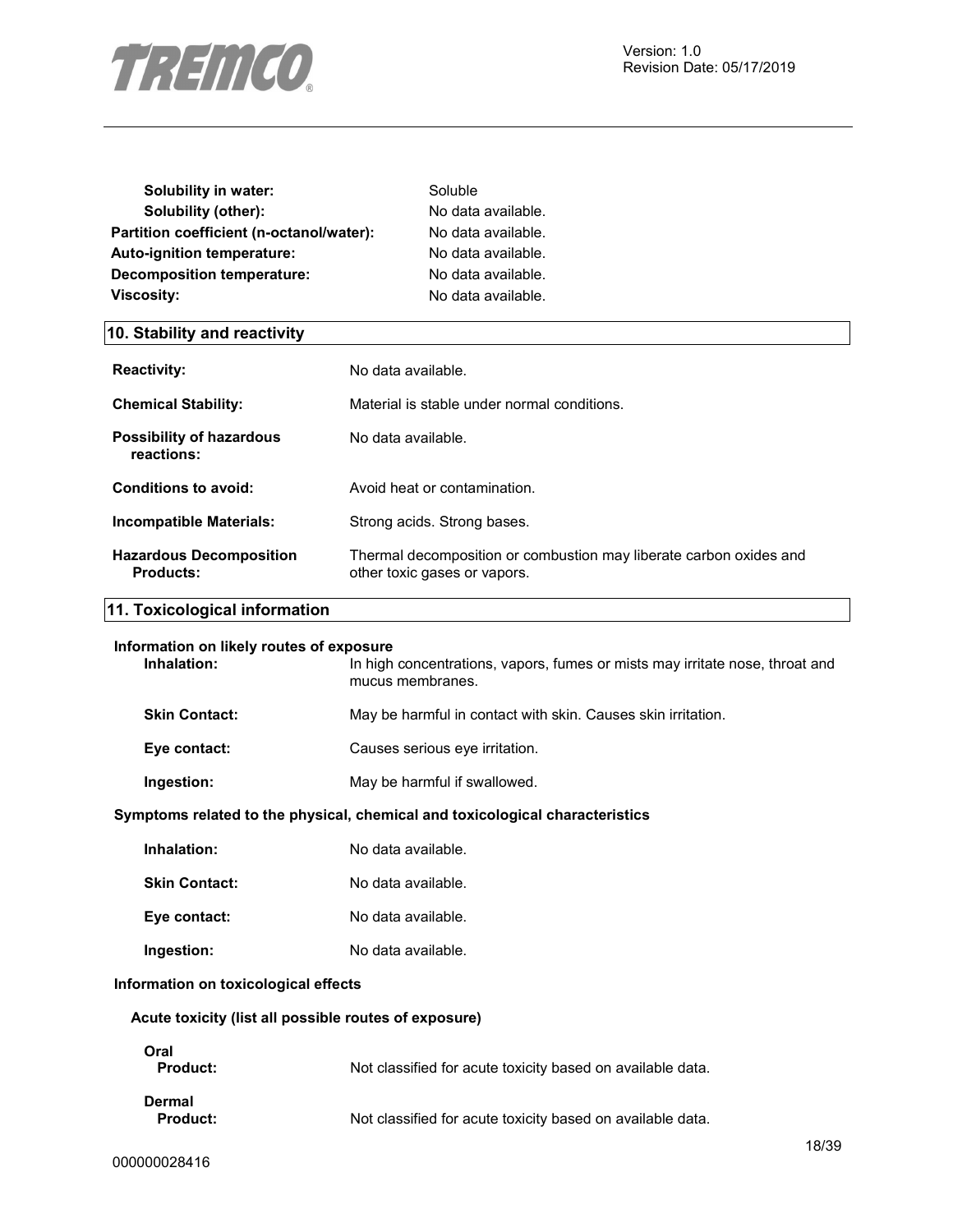| | |
|---|---|
| **Solubility in water:** | Soluble |
| **Solubility (other):** | No data available. |
| **Partition coefficient (n-octanol/water):** | No data available. |
| **Auto-ignition temperature:** | No data available. |
| **Decomposition temperature:** | No data available. |
| **Viscosity:** | No data available. |

## 10. Stability and reactivity

| | |
|---|---|
| **Reactivity:** | No data available. |
| **Chemical Stability:** | Material is stable under normal conditions. |
| **Possibility of hazardous reactions:** | No data available. |
| **Conditions to avoid:** | Avoid heat or contamination. |
| **Incompatible Materials:** | Strong acids. Strong bases. |
| **Hazardous Decomposition Products:** | Thermal decomposition or combustion may liberate carbon oxides and other toxic gases or vapors. |

## 11. Toxicological information

**Information on likely routes of exposure**

| | |
|---|---|
| **Inhalation:** | In high concentrations, vapors, fumes or mists may irritate nose, throat and mucus membranes. |
| **Skin Contact:** | May be harmful in contact with skin. Causes skin irritation. |
| **Eye contact:** | Causes serious eye irritation. |
| **Ingestion:** | May be harmful if swallowed. |

**Symptoms related to the physical, chemical and toxicological characteristics**

| | |
|---|---|
| **Inhalation:** | No data available. |
| **Skin Contact:** | No data available. |
| **Eye contact:** | No data available. |
| **Ingestion:** | No data available. |

**Information on toxicological effects**

**Acute toxicity (list all possible routes of exposure)**

**Oral**

| | |
|---|---|
| **Product:** | Not classified for acute toxicity based on available data. |

**Dermal**

| | |
|---|---|
| **Product:** | Not classified for acute toxicity based on available data. |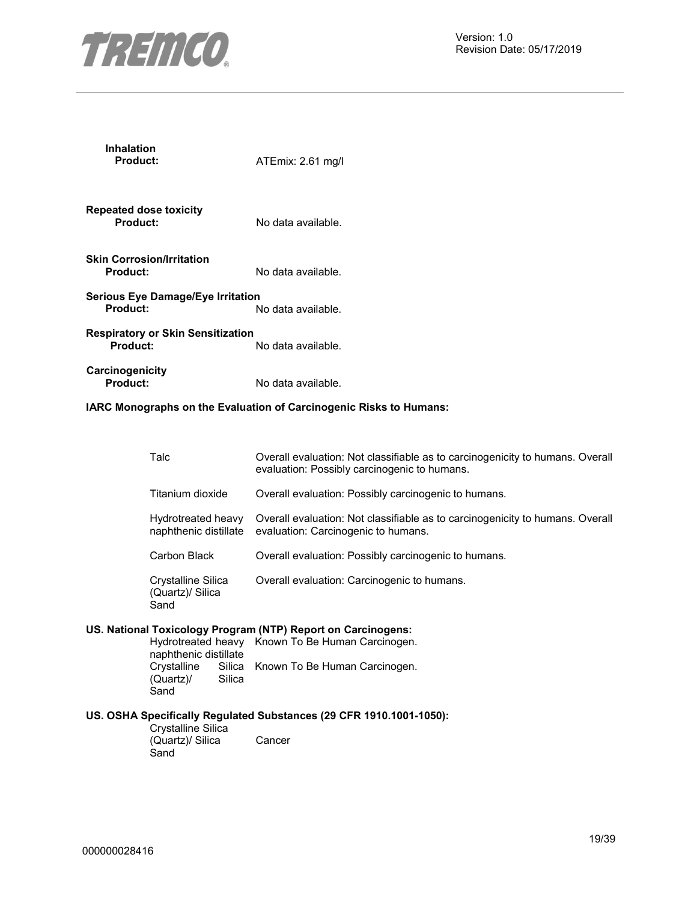**Inhalation**

**Product:** ATEmix: 2.61 mg/l

**Repeated dose toxicity**

**Product:** No data available.

**Skin Corrosion/Irritation**

**Product:** No data available.

**Serious Eye Damage/Eye Irritation**

**Product:** No data available.

**Respiratory or Skin Sensitization**

**Product:** No data available.

**Carcinogenicity**

**Product:** No data available.

**IARC Monographs on the Evaluation of Carcinogenic Risks to Humans:**

| | |
|---|---|
| Talc | Overall evaluation: Not classifiable as to carcinogenicity to humans. Overall evaluation: Possibly carcinogenic to humans. |
| Titanium dioxide | Overall evaluation: Possibly carcinogenic to humans. |
| Hydrotreated heavy naphthenic distillate | Overall evaluation: Not classifiable as to carcinogenicity to humans. Overall evaluation: Carcinogenic to humans. |
| Carbon Black | Overall evaluation: Possibly carcinogenic to humans. |
| Crystalline Silica (Quartz)/ Silica Sand | Overall evaluation: Carcinogenic to humans. |

**US. National Toxicology Program (NTP) Report on Carcinogens:**

| | |
|---|---|
| Hydrotreated heavy naphthenic distillate | Known To Be Human Carcinogen. |
| Crystalline Silica (Quartz)/ Silica Sand | Known To Be Human Carcinogen. |

**US. OSHA Specifically Regulated Substances (29 CFR 1910.1001-1050):**

| | |
|---|---|
| Crystalline Silica (Quartz)/ Silica Sand | Cancer |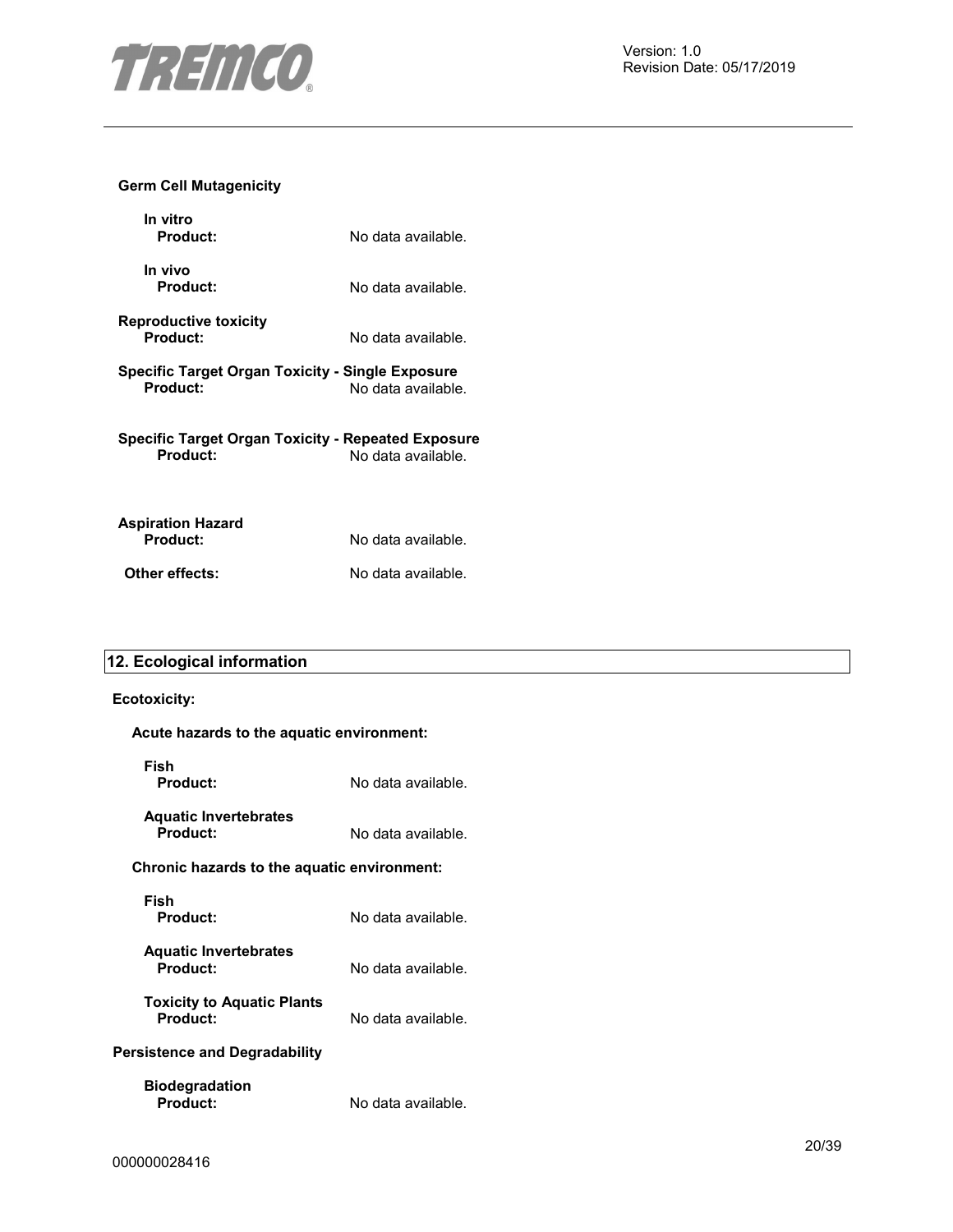**Germ Cell Mutagenicity**

**In vitro**

**Product:** No data available.

**In vivo**

**Product:** No data available.

**Reproductive toxicity**

**Product:** No data available.

**Specific Target Organ Toxicity - Single Exposure**

**Product:** No data available.

**Specific Target Organ Toxicity - Repeated Exposure**

**Product:** No data available.

**Aspiration Hazard**

**Product:** No data available.

**Other effects:** No data available.

## 12. Ecological information

**Ecotoxicity:**

**Acute hazards to the aquatic environment:**

**Fish**

**Product:** No data available.

**Aquatic Invertebrates**

**Product:** No data available.

**Chronic hazards to the aquatic environment:**

**Fish**

**Product:** No data available.

**Aquatic Invertebrates**

**Product:** No data available.

**Toxicity to Aquatic Plants**

**Product:** No data available.

**Persistence and Degradability**

**Biodegradation**

**Product:** No data available.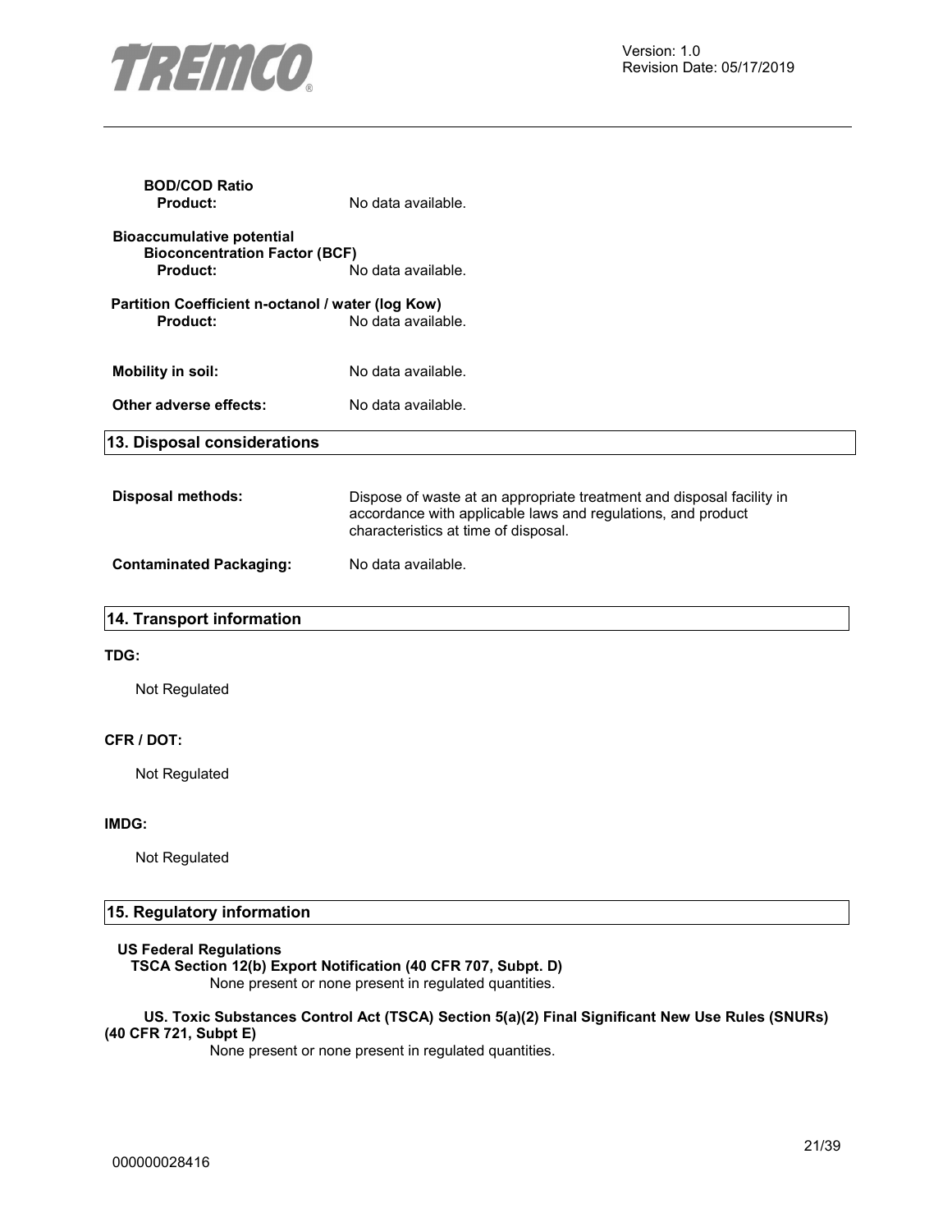**BOD/COD Ratio**

**Product:** No data available.

**Bioaccumulative potential**

**Bioconcentration Factor (BCF)**

**Product:** No data available.

**Partition Coefficient n-octanol / water (log Kow)**

**Product:** No data available.

**Mobility in soil:** No data available.

**Other adverse effects:** No data available.

## 13. Disposal considerations

**Disposal methods:** Dispose of waste at an appropriate treatment and disposal facility in accordance with applicable laws and regulations, and product characteristics at time of disposal.

**Contaminated Packaging:** No data available.

## 14. Transport information

**TDG:**

Not Regulated

**CFR / DOT:**

Not Regulated

**IMDG:**

Not Regulated

## 15. Regulatory information

**US Federal Regulations**

**TSCA Section 12(b) Export Notification (40 CFR 707, Subpt. D)**

None present or none present in regulated quantities.

**US. Toxic Substances Control Act (TSCA) Section 5(a)(2) Final Significant New Use Rules (SNURs) (40 CFR 721, Subpt E)**

None present or none present in regulated quantities.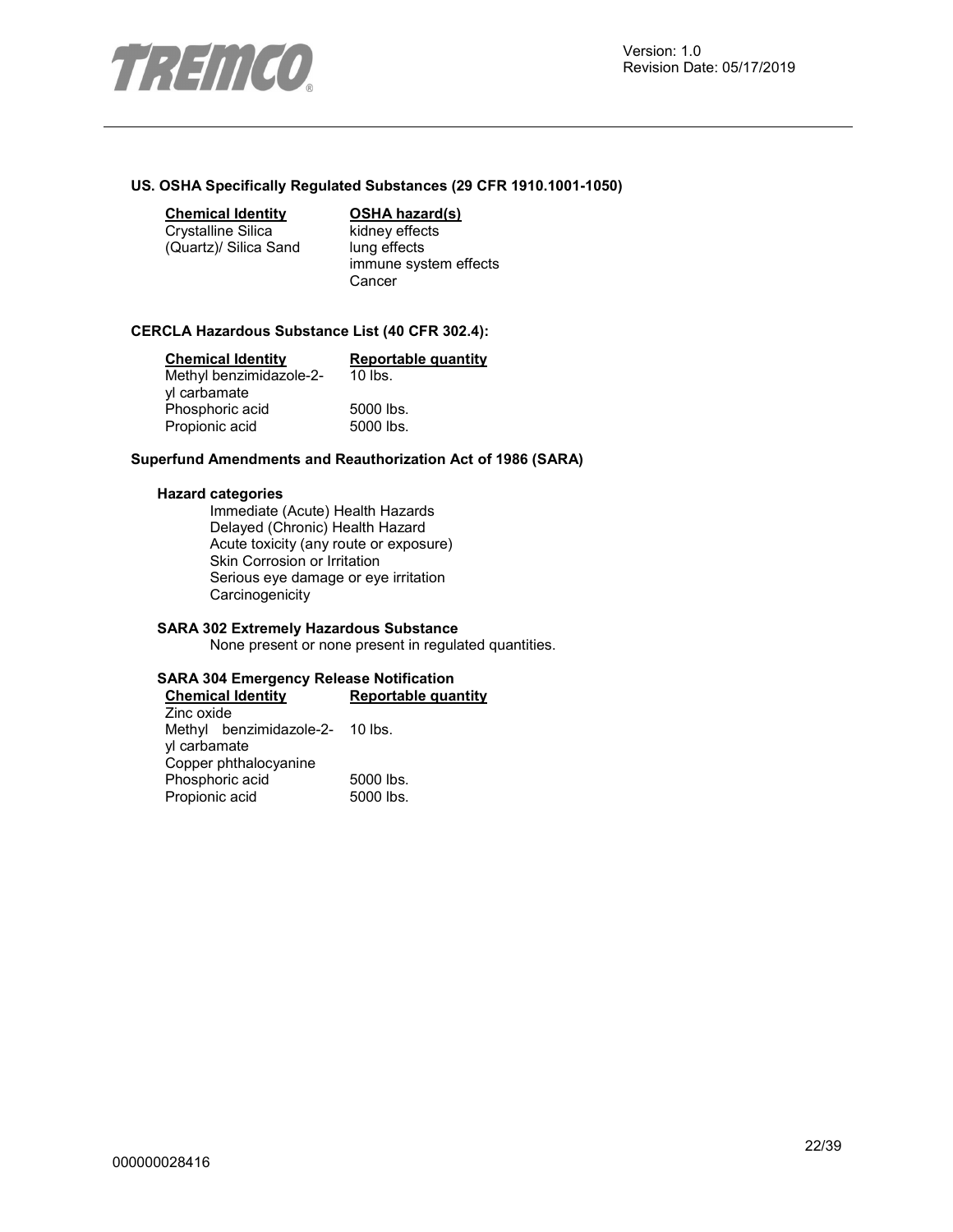#### US. OSHA Specifically Regulated Substances (29 CFR 1910.1001-1050)

| Chemical Identity | OSHA hazard(s) |
|---|---|
| Crystalline Silica (Quartz)/ Silica Sand | kidney effects<br>lung effects<br>immune system effects<br>Cancer |

#### CERCLA Hazardous Substance List (40 CFR 302.4):

| Chemical Identity | Reportable quantity |
|---|---|
| Methyl benzimidazole-2-yl carbamate | 10 lbs. |
| Phosphoric acid | 5000 lbs. |
| Propionic acid | 5000 lbs. |

#### Superfund Amendments and Reauthorization Act of 1986 (SARA)

**Hazard categories**

Immediate (Acute) Health Hazards
Delayed (Chronic) Health Hazard
Acute toxicity (any route or exposure)
Skin Corrosion or Irritation
Serious eye damage or eye irritation
Carcinogenicity

**SARA 302 Extremely Hazardous Substance**

None present or none present in regulated quantities.

**SARA 304 Emergency Release Notification**

| Chemical Identity | Reportable quantity |
|---|---|
| Zinc oxide | |
| Methyl benzimidazole-2-yl carbamate | 10 lbs. |
| Copper phthalocyanine | |
| Phosphoric acid | 5000 lbs. |
| Propionic acid | 5000 lbs. |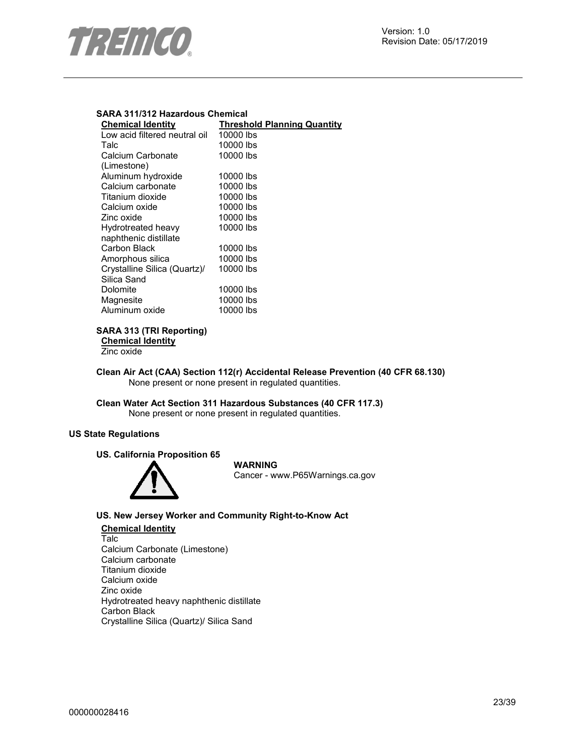**SARA 311/312 Hazardous Chemical**

| Chemical Identity | Threshold Planning Quantity |
| --- | --- |
| Low acid filtered neutral oil | 10000 lbs |
| Talc | 10000 lbs |
| Calcium Carbonate (Limestone) | 10000 lbs |
| Aluminum hydroxide | 10000 lbs |
| Calcium carbonate | 10000 lbs |
| Titanium dioxide | 10000 lbs |
| Calcium oxide | 10000 lbs |
| Zinc oxide | 10000 lbs |
| Hydrotreated heavy naphthenic distillate | 10000 lbs |
| Carbon Black | 10000 lbs |
| Amorphous silica | 10000 lbs |
| Crystalline Silica (Quartz)/ Silica Sand | 10000 lbs |
| Dolomite | 10000 lbs |
| Magnesite | 10000 lbs |
| Aluminum oxide | 10000 lbs |

**SARA 313 (TRI Reporting)**

**Chemical Identity**

Zinc oxide

**Clean Air Act (CAA) Section 112(r) Accidental Release Prevention (40 CFR 68.130)**

None present or none present in regulated quantities.

**Clean Water Act Section 311 Hazardous Substances (40 CFR 117.3)**

None present or none present in regulated quantities.

**US State Regulations**

**US. California Proposition 65**

**WARNING**

Cancer - www.P65Warnings.ca.gov

**US. New Jersey Worker and Community Right-to-Know Act**

**Chemical Identity**

Talc
Calcium Carbonate (Limestone)
Calcium carbonate
Titanium dioxide
Calcium oxide
Zinc oxide
Hydrotreated heavy naphthenic distillate
Carbon Black
Crystalline Silica (Quartz)/ Silica Sand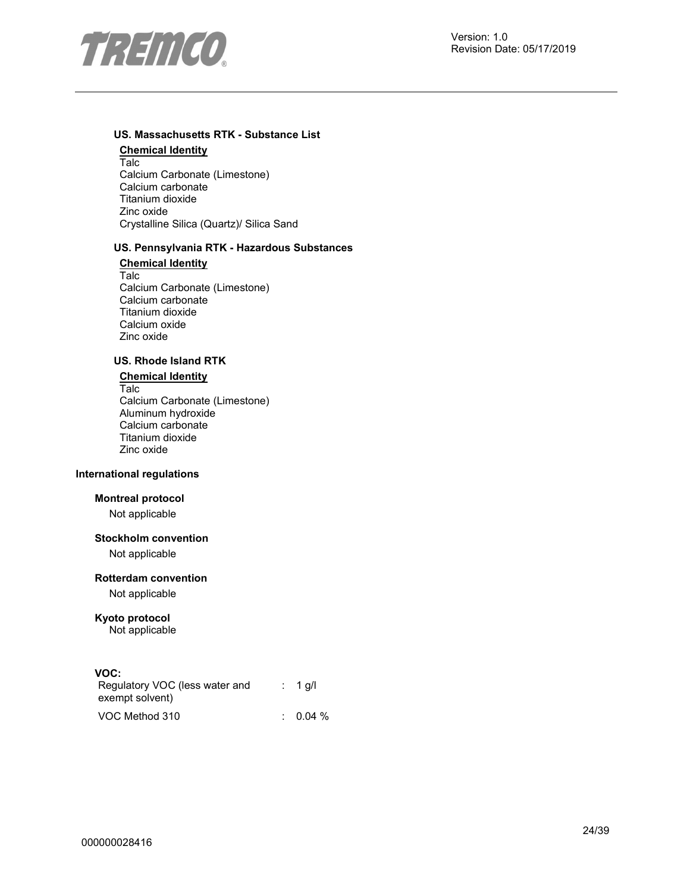**US. Massachusetts RTK - Substance List**

**Chemical Identity**

Talc
Calcium Carbonate (Limestone)
Calcium carbonate
Titanium dioxide
Zinc oxide
Crystalline Silica (Quartz)/ Silica Sand

**US. Pennsylvania RTK - Hazardous Substances**

**Chemical Identity**

Talc
Calcium Carbonate (Limestone)
Calcium carbonate
Titanium dioxide
Calcium oxide
Zinc oxide

**US. Rhode Island RTK**

**Chemical Identity**

Talc
Calcium Carbonate (Limestone)
Aluminum hydroxide
Calcium carbonate
Titanium dioxide
Zinc oxide

**International regulations**

**Montreal protocol**

Not applicable

**Stockholm convention**

Not applicable

**Rotterdam convention**

Not applicable

**Kyoto protocol**

Not applicable

**VOC:**

| | | |
|---|---|---|
| Regulatory VOC (less water and exempt solvent) | : | 1 g/l |
| VOC Method 310 | : | 0.04 % |

000000028416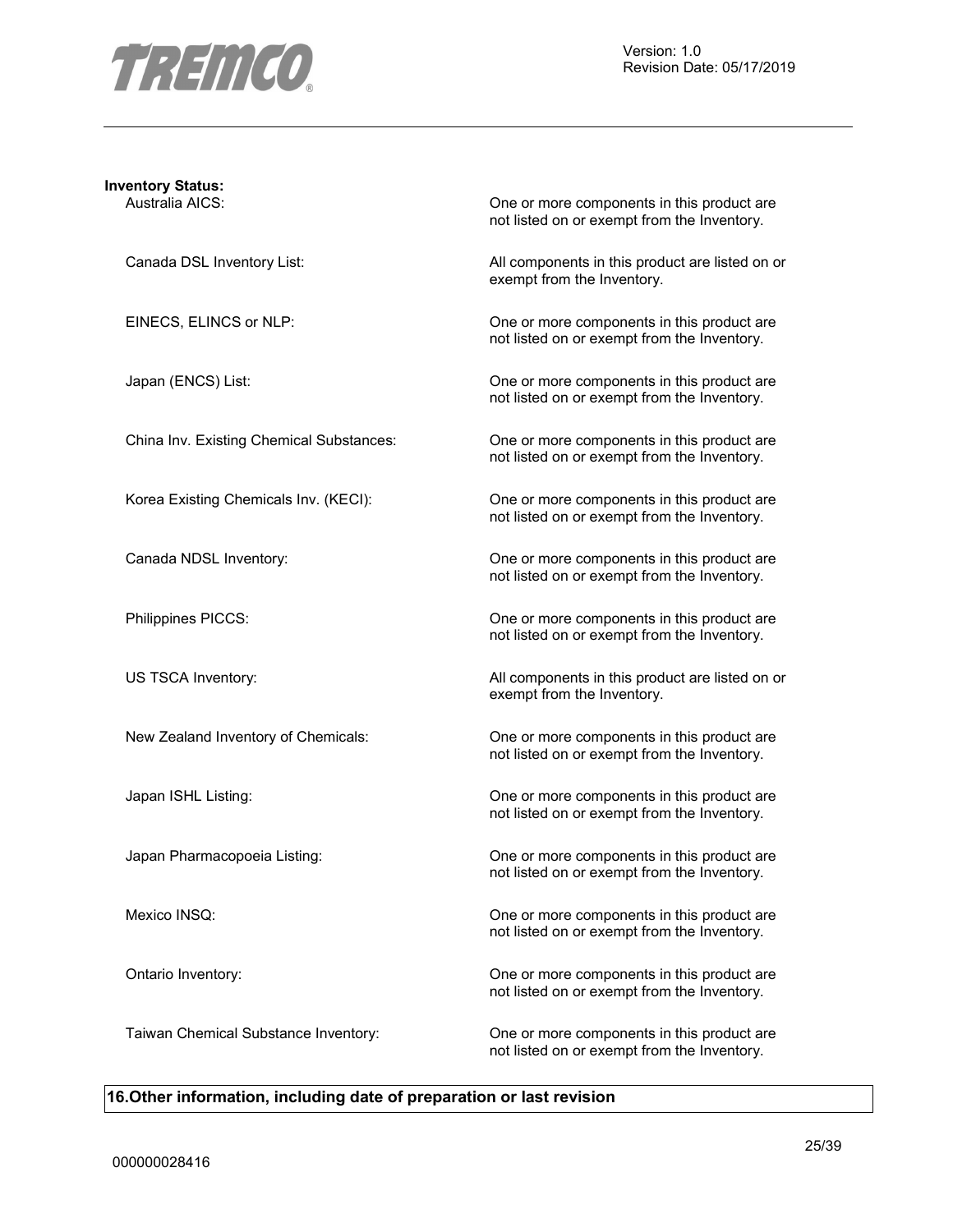**Inventory Status:**

| | |
|---|---|
| Australia AICS: | One or more components in this product are not listed on or exempt from the Inventory. |
| Canada DSL Inventory List: | All components in this product are listed on or exempt from the Inventory. |
| EINECS, ELINCS or NLP: | One or more components in this product are not listed on or exempt from the Inventory. |
| Japan (ENCS) List: | One or more components in this product are not listed on or exempt from the Inventory. |
| China Inv. Existing Chemical Substances: | One or more components in this product are not listed on or exempt from the Inventory. |
| Korea Existing Chemicals Inv. (KECI): | One or more components in this product are not listed on or exempt from the Inventory. |
| Canada NDSL Inventory: | One or more components in this product are not listed on or exempt from the Inventory. |
| Philippines PICCS: | One or more components in this product are not listed on or exempt from the Inventory. |
| US TSCA Inventory: | All components in this product are listed on or exempt from the Inventory. |
| New Zealand Inventory of Chemicals: | One or more components in this product are not listed on or exempt from the Inventory. |
| Japan ISHL Listing: | One or more components in this product are not listed on or exempt from the Inventory. |
| Japan Pharmacopoeia Listing: | One or more components in this product are not listed on or exempt from the Inventory. |
| Mexico INSQ: | One or more components in this product are not listed on or exempt from the Inventory. |
| Ontario Inventory: | One or more components in this product are not listed on or exempt from the Inventory. |
| Taiwan Chemical Substance Inventory: | One or more components in this product are not listed on or exempt from the Inventory. |

## 16.Other information, including date of preparation or last revision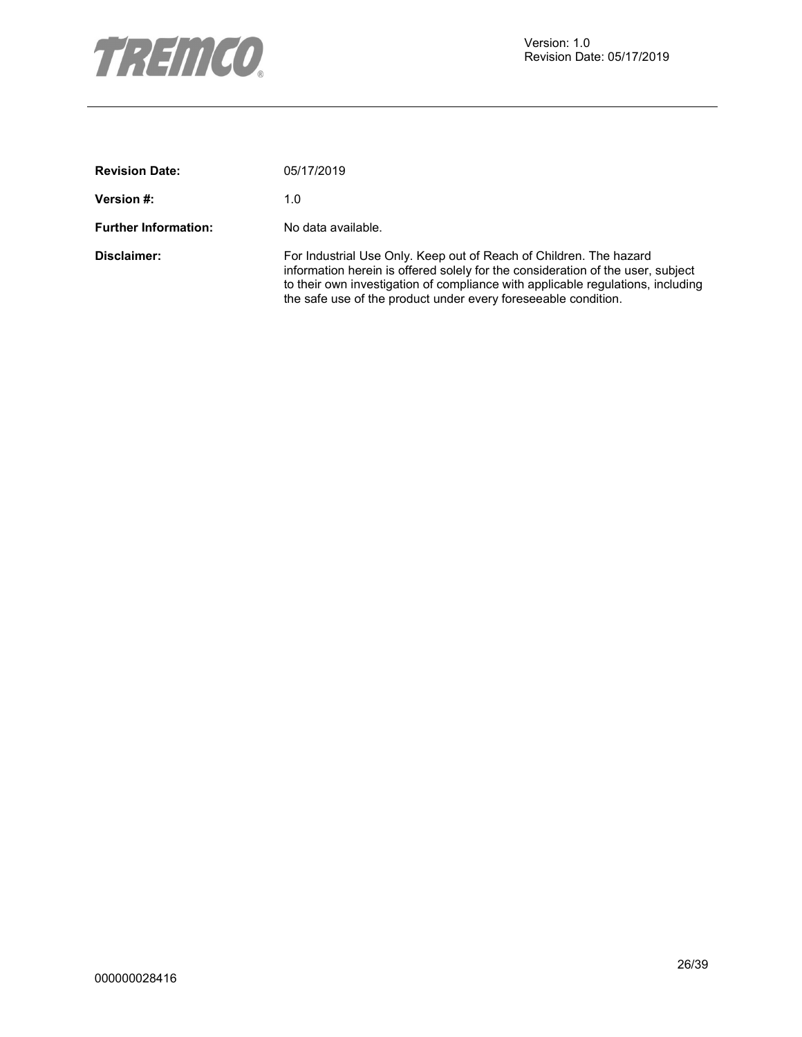| | |
|---|---|
| **Revision Date:** | 05/17/2019 |
| **Version #:** | 1.0 |
| **Further Information:** | No data available. |
| **Disclaimer:** | For Industrial Use Only. Keep out of Reach of Children. The hazard information herein is offered solely for the consideration of the user, subject to their own investigation of compliance with applicable regulations, including the safe use of the product under every foreseeable condition. |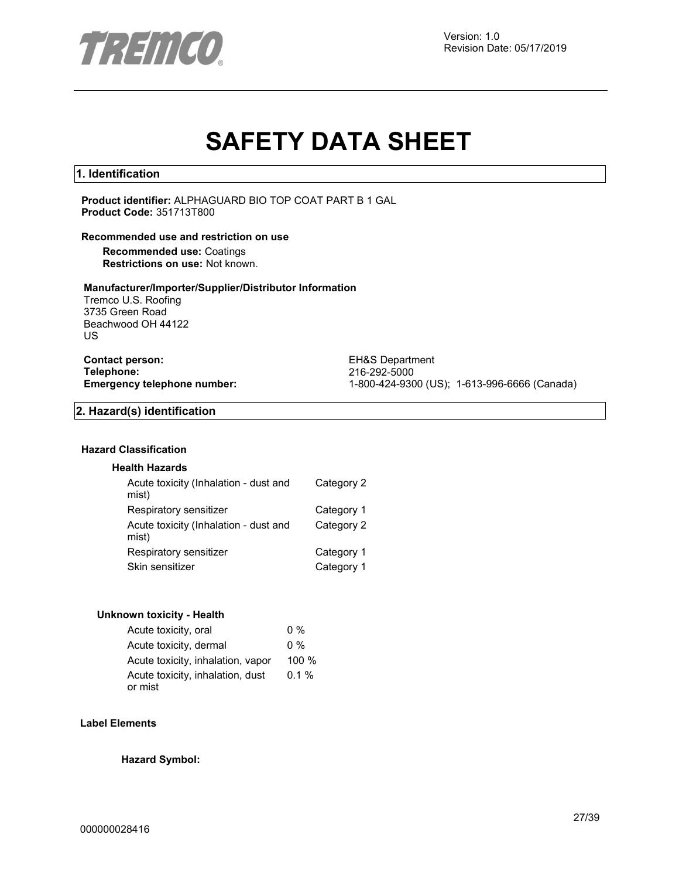Version: 1.0
Revision Date: 05/17/2019

# SAFETY DATA SHEET

## 1. Identification

**Product identifier:** ALPHAGUARD BIO TOP COAT PART B 1 GAL
**Product Code:** 351713T800

**Recommended use and restriction on use**

**Recommended use:** Coatings
**Restrictions on use:** Not known.

**Manufacturer/Importer/Supplier/Distributor Information**

Tremco U.S. Roofing
3735 Green Road
Beachwood OH 44122
US

**Contact person:** EH&S Department
**Telephone:** 216-292-5000
**Emergency telephone number:** 1-800-424-9300 (US); 1-613-996-6666 (Canada)

## 2. Hazard(s) identification

**Hazard Classification**

**Health Hazards**

| | |
|---|---|
| Acute toxicity (Inhalation - dust and mist) | Category 2 |
| Respiratory sensitizer | Category 1 |
| Acute toxicity (Inhalation - dust and mist) | Category 2 |
| Respiratory sensitizer | Category 1 |
| Skin sensitizer | Category 1 |

**Unknown toxicity - Health**

| | |
|---|---|
| Acute toxicity, oral | 0 % |
| Acute toxicity, dermal | 0 % |
| Acute toxicity, inhalation, vapor | 100 % |
| Acute toxicity, inhalation, dust or mist | 0.1 % |

**Label Elements**

**Hazard Symbol:**

000000028416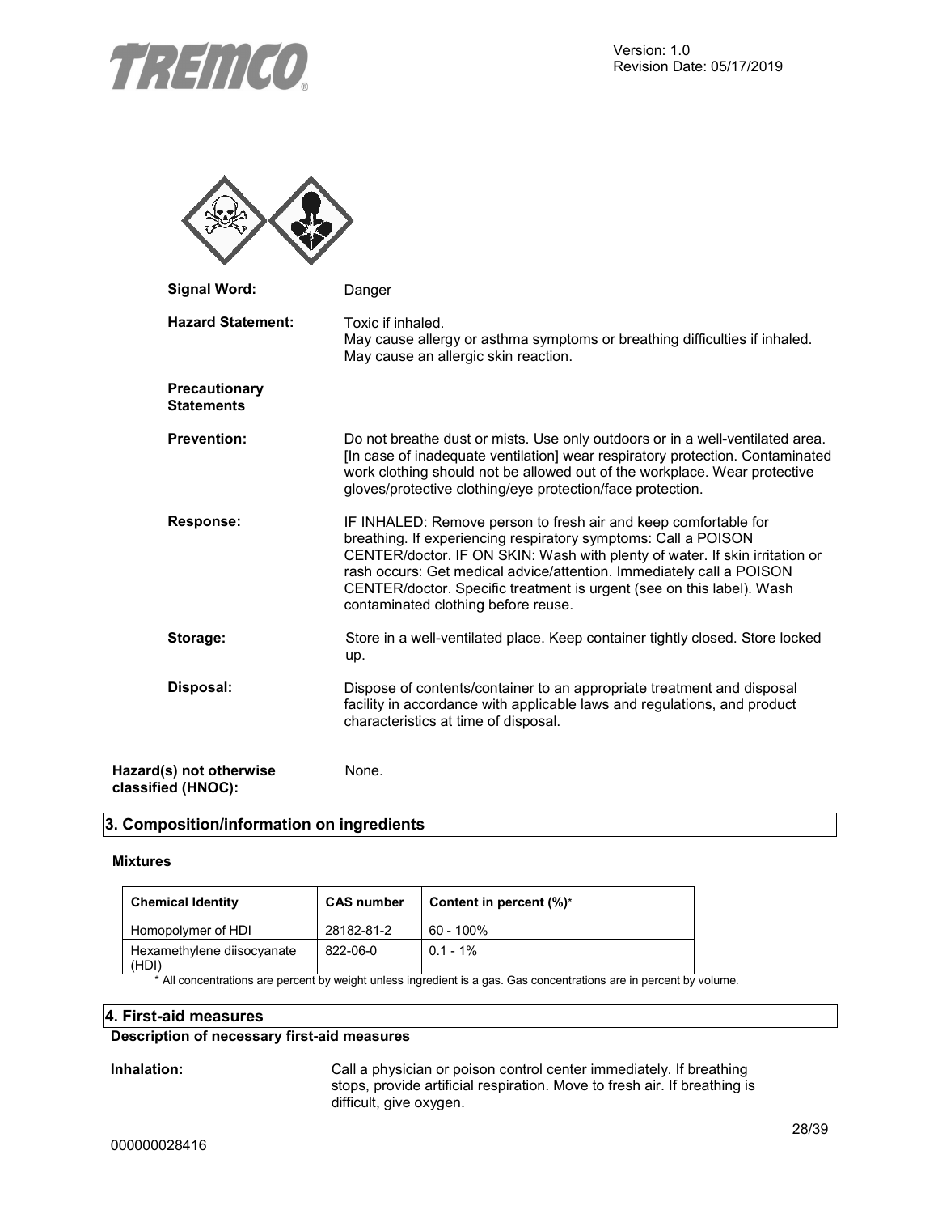**Signal Word:** Danger

**Hazard Statement:** Toxic if inhaled.
May cause allergy or asthma symptoms or breathing difficulties if inhaled.
May cause an allergic skin reaction.

**Precautionary Statements**

**Prevention:** Do not breathe dust or mists. Use only outdoors or in a well-ventilated area. [In case of inadequate ventilation] wear respiratory protection. Contaminated work clothing should not be allowed out of the workplace. Wear protective gloves/protective clothing/eye protection/face protection.

**Response:** IF INHALED: Remove person to fresh air and keep comfortable for breathing. If experiencing respiratory symptoms: Call a POISON CENTER/doctor. IF ON SKIN: Wash with plenty of water. If skin irritation or rash occurs: Get medical advice/attention. Immediately call a POISON CENTER/doctor. Specific treatment is urgent (see on this label). Wash contaminated clothing before reuse.

**Storage:** Store in a well-ventilated place. Keep container tightly closed. Store locked up.

**Disposal:** Dispose of contents/container to an appropriate treatment and disposal facility in accordance with applicable laws and regulations, and product characteristics at time of disposal.

**Hazard(s) not otherwise classified (HNOC):** None.

## 3. Composition/information on ingredients

**Mixtures**

| Chemical Identity | CAS number | Content in percent (%)* |
|---|---|---|
| Homopolymer of HDI | 28182-81-2 | 60 - 100% |
| Hexamethylene diisocyanate (HDI) | 822-06-0 | 0.1 - 1% |

* All concentrations are percent by weight unless ingredient is a gas. Gas concentrations are in percent by volume.

## 4. First-aid measures

**Description of necessary first-aid measures**

**Inhalation:** Call a physician or poison control center immediately. If breathing stops, provide artificial respiration. Move to fresh air. If breathing is difficult, give oxygen.

000000028416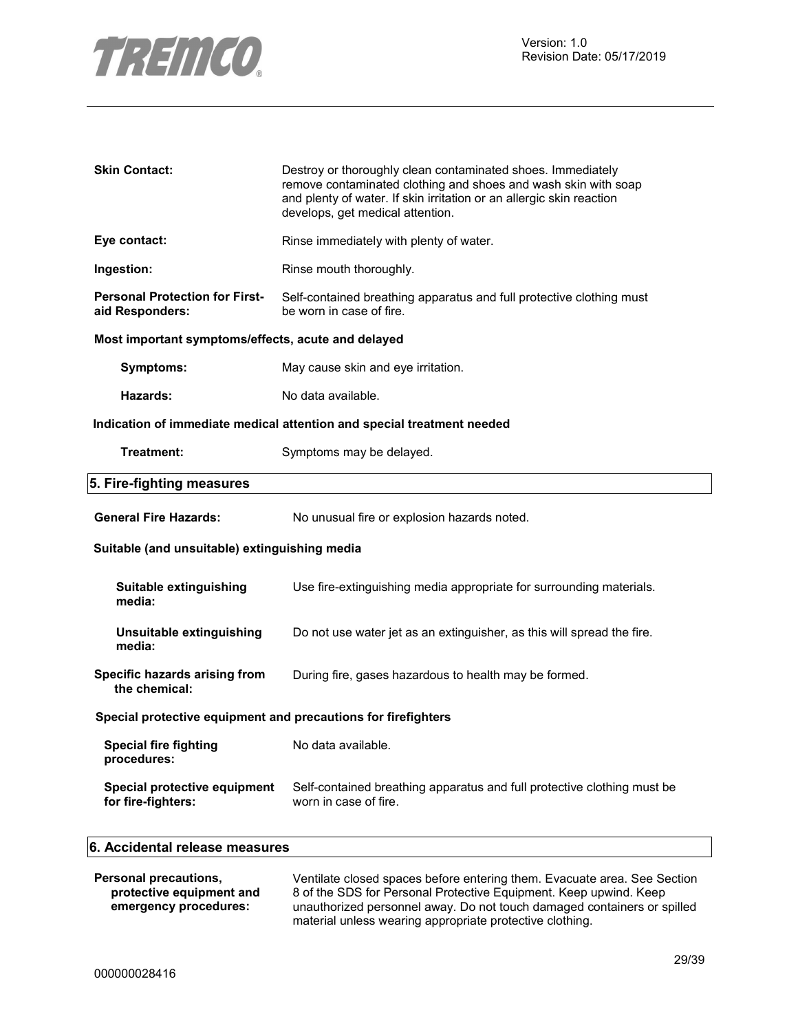**Skin Contact:** Destroy or thoroughly clean contaminated shoes. Immediately remove contaminated clothing and shoes and wash skin with soap and plenty of water. If skin irritation or an allergic skin reaction develops, get medical attention.

**Eye contact:** Rinse immediately with plenty of water.

**Ingestion:** Rinse mouth thoroughly.

**Personal Protection for First-aid Responders:** Self-contained breathing apparatus and full protective clothing must be worn in case of fire.

**Most important symptoms/effects, acute and delayed**

**Symptoms:** May cause skin and eye irritation.

**Hazards:** No data available.

**Indication of immediate medical attention and special treatment needed**

**Treatment:** Symptoms may be delayed.

## 5. Fire-fighting measures

**General Fire Hazards:** No unusual fire or explosion hazards noted.

**Suitable (and unsuitable) extinguishing media**

**Suitable extinguishing media:** Use fire-extinguishing media appropriate for surrounding materials.

**Unsuitable extinguishing media:** Do not use water jet as an extinguisher, as this will spread the fire.

**Specific hazards arising from the chemical:** During fire, gases hazardous to health may be formed.

**Special protective equipment and precautions for firefighters**

**Special fire fighting procedures:** No data available.

**Special protective equipment for fire-fighters:** Self-contained breathing apparatus and full protective clothing must be worn in case of fire.

## 6. Accidental release measures

**Personal precautions, protective equipment and emergency procedures:** Ventilate closed spaces before entering them. Evacuate area. See Section 8 of the SDS for Personal Protective Equipment. Keep upwind. Keep unauthorized personnel away. Do not touch damaged containers or spilled material unless wearing appropriate protective clothing.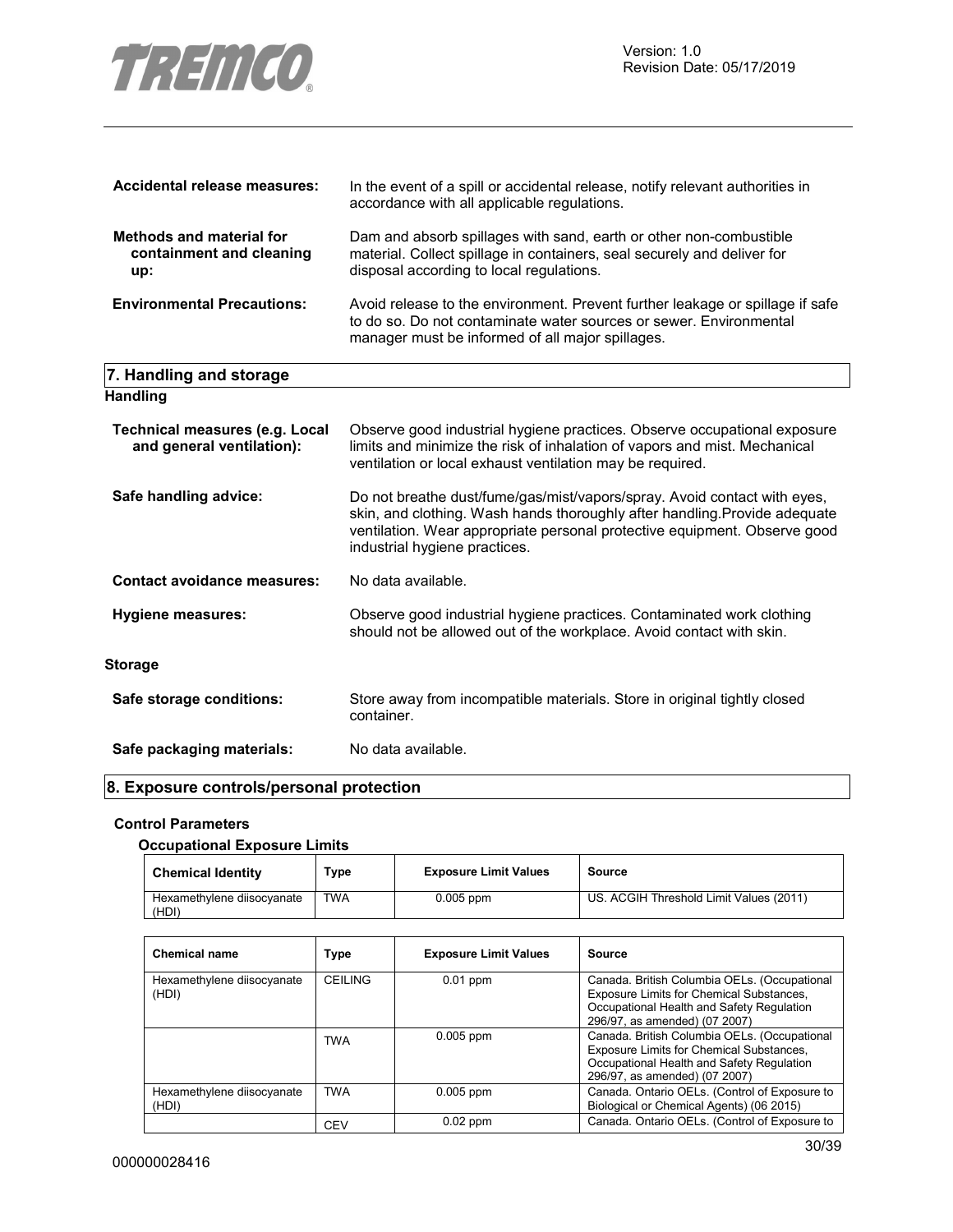**Accidental release measures:** In the event of a spill or accidental release, notify relevant authorities in accordance with all applicable regulations.

**Methods and material for containment and cleaning up:** Dam and absorb spillages with sand, earth or other non-combustible material. Collect spillage in containers, seal securely and deliver for disposal according to local regulations.

**Environmental Precautions:** Avoid release to the environment. Prevent further leakage or spillage if safe to do so. Do not contaminate water sources or sewer. Environmental manager must be informed of all major spillages.

## 7. Handling and storage

### Handling

**Technical measures (e.g. Local and general ventilation):** Observe good industrial hygiene practices. Observe occupational exposure limits and minimize the risk of inhalation of vapors and mist. Mechanical ventilation or local exhaust ventilation may be required.

**Safe handling advice:** Do not breathe dust/fume/gas/mist/vapors/spray. Avoid contact with eyes, skin, and clothing. Wash hands thoroughly after handling.Provide adequate ventilation. Wear appropriate personal protective equipment. Observe good industrial hygiene practices.

**Contact avoidance measures:** No data available.

**Hygiene measures:** Observe good industrial hygiene practices. Contaminated work clothing should not be allowed out of the workplace. Avoid contact with skin.

### Storage

**Safe storage conditions:** Store away from incompatible materials. Store in original tightly closed container.

**Safe packaging materials:** No data available.

## 8. Exposure controls/personal protection

### Control Parameters

#### Occupational Exposure Limits

| Chemical Identity | Type | Exposure Limit Values | Source |
|---|---|---|---|
| Hexamethylene diisocyanate (HDI) | TWA | 0.005 ppm | US. ACGIH Threshold Limit Values (2011) |

| Chemical name | Type | Exposure Limit Values | Source |
|---|---|---|---|
| Hexamethylene diisocyanate (HDI) | CEILING | 0.01 ppm | Canada. British Columbia OELs. (Occupational Exposure Limits for Chemical Substances, Occupational Health and Safety Regulation 296/97, as amended) (07 2007) |
| | TWA | 0.005 ppm | Canada. British Columbia OELs. (Occupational Exposure Limits for Chemical Substances, Occupational Health and Safety Regulation 296/97, as amended) (07 2007) |
| Hexamethylene diisocyanate (HDI) | TWA | 0.005 ppm | Canada. Ontario OELs. (Control of Exposure to Biological or Chemical Agents) (06 2015) |
| | CEV | 0.02 ppm | Canada. Ontario OELs. (Control of Exposure to |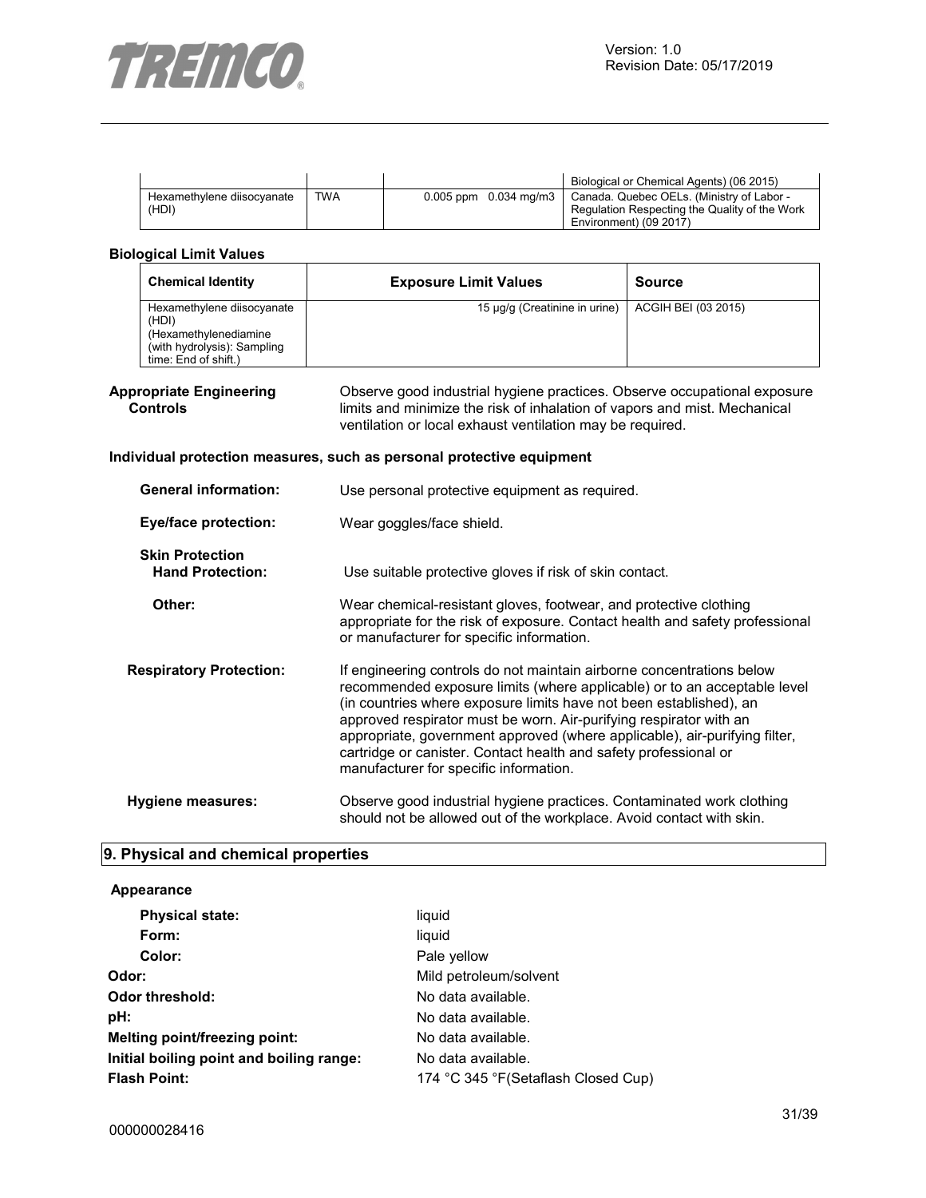| | | | |
|---|---|---|---|
| | | | Biological or Chemical Agents) (06 2015) |
| Hexamethylene diisocyanate (HDI) | TWA | 0.005 ppm 0.034 mg/m3 | Canada. Quebec OELs. (Ministry of Labor - Regulation Respecting the Quality of the Work Environment) (09 2017) |

**Biological Limit Values**

| Chemical Identity | Exposure Limit Values | Source |
|---|---|---|
| Hexamethylene diisocyanate (HDI) (Hexamethylenediamine (with hydrolysis): Sampling time: End of shift.) | 15 µg/g (Creatinine in urine) | ACGIH BEI (03 2015) |

**Appropriate Engineering Controls**
Observe good industrial hygiene practices. Observe occupational exposure limits and minimize the risk of inhalation of vapors and mist. Mechanical ventilation or local exhaust ventilation may be required.

**Individual protection measures, such as personal protective equipment**

**General information:** Use personal protective equipment as required.

**Eye/face protection:** Wear goggles/face shield.

**Skin Protection**

**Hand Protection:** Use suitable protective gloves if risk of skin contact.

**Other:** Wear chemical-resistant gloves, footwear, and protective clothing appropriate for the risk of exposure. Contact health and safety professional or manufacturer for specific information.

**Respiratory Protection:** If engineering controls do not maintain airborne concentrations below recommended exposure limits (where applicable) or to an acceptable level (in countries where exposure limits have not been established), an approved respirator must be worn. Air-purifying respirator with an appropriate, government approved (where applicable), air-purifying filter, cartridge or canister. Contact health and safety professional or manufacturer for specific information.

**Hygiene measures:** Observe good industrial hygiene practices. Contaminated work clothing should not be allowed out of the workplace. Avoid contact with skin.

## 9. Physical and chemical properties

**Appearance**

**Physical state:** liquid
**Form:** liquid
**Color:** Pale yellow
**Odor:** Mild petroleum/solvent
**Odor threshold:** No data available.
**pH:** No data available.
**Melting point/freezing point:** No data available.
**Initial boiling point and boiling range:** No data available.
**Flash Point:** 174 °C 345 °F(Setaflash Closed Cup)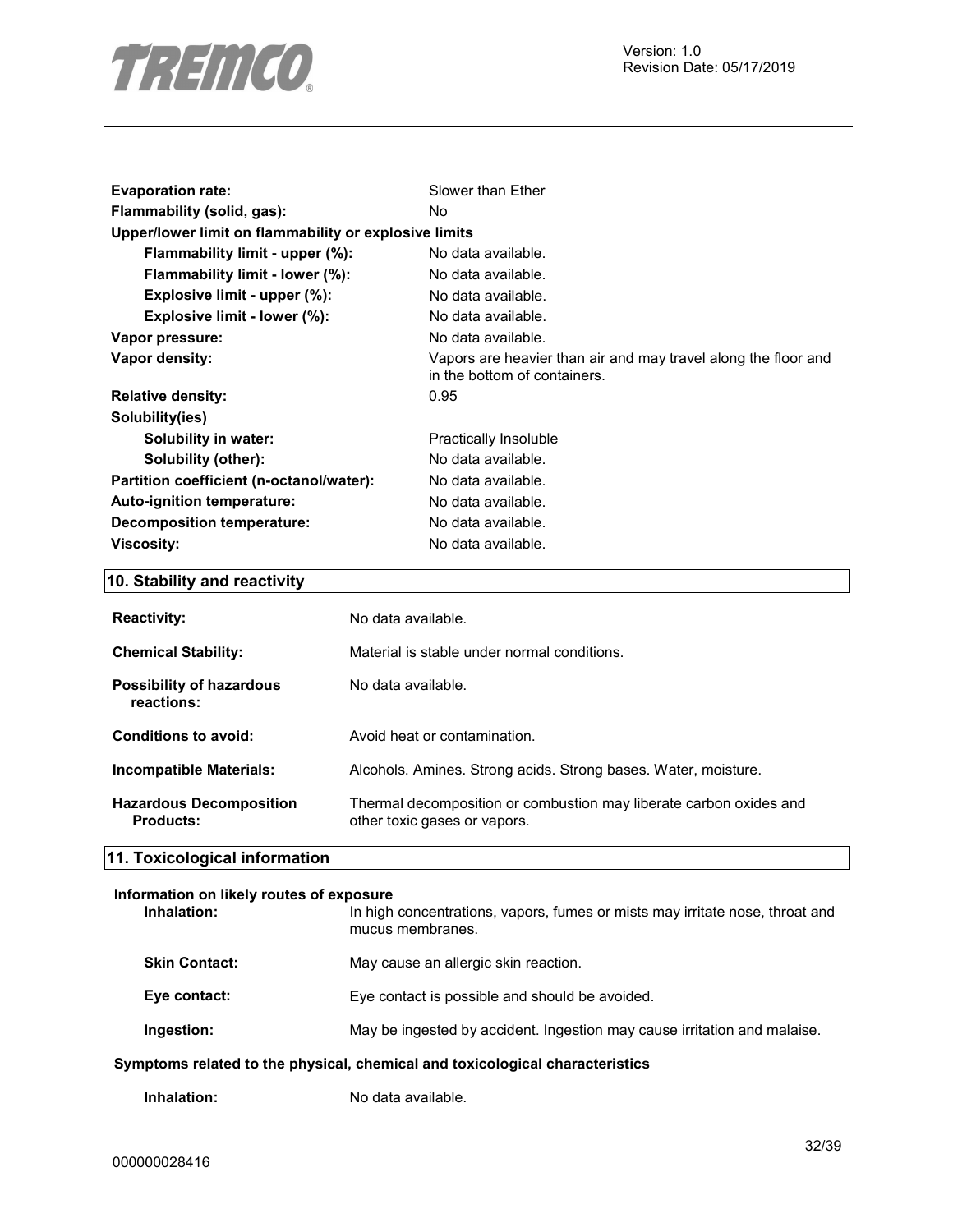| | |
|---|---|
| **Evaporation rate:** | Slower than Ether |
| **Flammability (solid, gas):** | No |
| **Upper/lower limit on flammability or explosive limits** | |
| **Flammability limit - upper (%):** | No data available. |
| **Flammability limit - lower (%):** | No data available. |
| **Explosive limit - upper (%):** | No data available. |
| **Explosive limit - lower (%):** | No data available. |
| **Vapor pressure:** | No data available. |
| **Vapor density:** | Vapors are heavier than air and may travel along the floor and in the bottom of containers. |
| **Relative density:** | 0.95 |
| **Solubility(ies)** | |
| **Solubility in water:** | Practically Insoluble |
| **Solubility (other):** | No data available. |
| **Partition coefficient (n-octanol/water):** | No data available. |
| **Auto-ignition temperature:** | No data available. |
| **Decomposition temperature:** | No data available. |
| **Viscosity:** | No data available. |

## 10. Stability and reactivity

| | |
|---|---|
| **Reactivity:** | No data available. |
| **Chemical Stability:** | Material is stable under normal conditions. |
| **Possibility of hazardous reactions:** | No data available. |
| **Conditions to avoid:** | Avoid heat or contamination. |
| **Incompatible Materials:** | Alcohols. Amines. Strong acids. Strong bases. Water, moisture. |
| **Hazardous Decomposition Products:** | Thermal decomposition or combustion may liberate carbon oxides and other toxic gases or vapors. |

## 11. Toxicological information

**Information on likely routes of exposure**

| | |
|---|---|
| **Inhalation:** | In high concentrations, vapors, fumes or mists may irritate nose, throat and mucus membranes. |
| **Skin Contact:** | May cause an allergic skin reaction. |
| **Eye contact:** | Eye contact is possible and should be avoided. |
| **Ingestion:** | May be ingested by accident. Ingestion may cause irritation and malaise. |

**Symptoms related to the physical, chemical and toxicological characteristics**

| | |
|---|---|
| **Inhalation:** | No data available. |

000000028416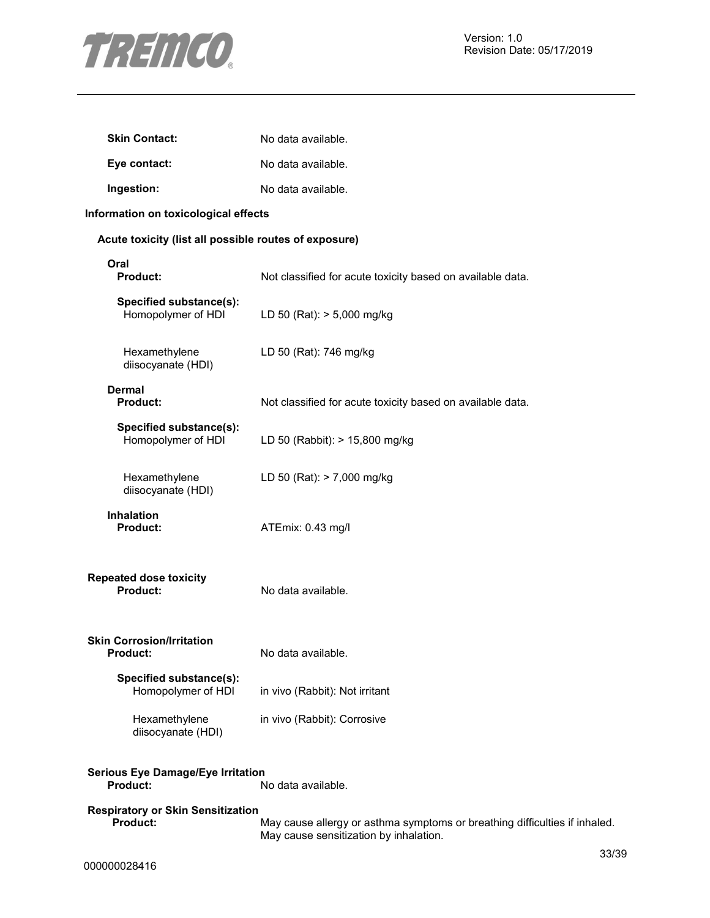| | |
|---|---|
| **Skin Contact:** | No data available. |
| **Eye contact:** | No data available. |
| **Ingestion:** | No data available. |

### Information on toxicological effects

#### Acute toxicity (list all possible routes of exposure)

**Oral**

| | |
|---|---|
| **Product:** | Not classified for acute toxicity based on available data. |
| **Specified substance(s):** | |
| Homopolymer of HDI | LD 50 (Rat): > 5,000 mg/kg |
| Hexamethylene diisocyanate (HDI) | LD 50 (Rat): 746 mg/kg |

**Dermal**

| | |
|---|---|
| **Product:** | Not classified for acute toxicity based on available data. |
| **Specified substance(s):** | |
| Homopolymer of HDI | LD 50 (Rabbit): > 15,800 mg/kg |
| Hexamethylene diisocyanate (HDI) | LD 50 (Rat): > 7,000 mg/kg |

**Inhalation**

| | |
|---|---|
| **Product:** | ATEmix: 0.43 mg/l |

#### Repeated dose toxicity

| | |
|---|---|
| **Product:** | No data available. |

#### Skin Corrosion/Irritation

| | |
|---|---|
| **Product:** | No data available. |
| **Specified substance(s):** | |
| Homopolymer of HDI | in vivo (Rabbit): Not irritant |
| Hexamethylene diisocyanate (HDI) | in vivo (Rabbit): Corrosive |

#### Serious Eye Damage/Eye Irritation

| | |
|---|---|
| **Product:** | No data available. |

#### Respiratory or Skin Sensitization

| | |
|---|---|
| **Product:** | May cause allergy or asthma symptoms or breathing difficulties if inhaled. May cause sensitization by inhalation. |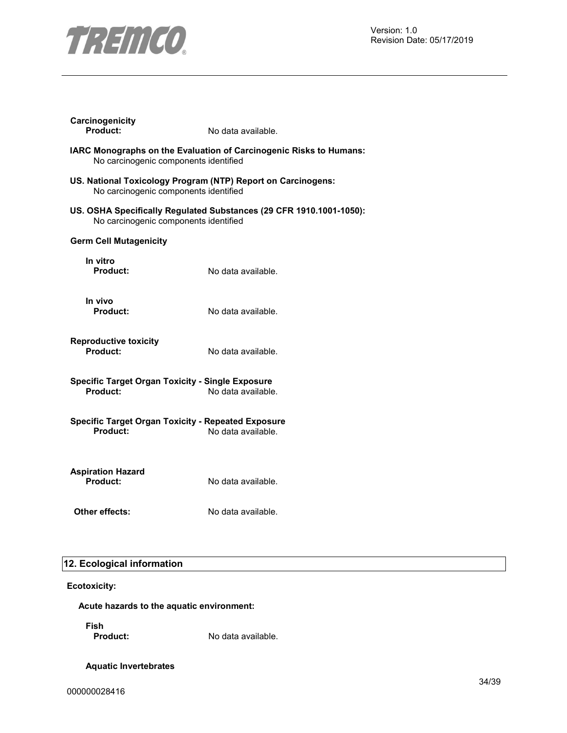**Carcinogenicity**

**Product:** No data available.

**IARC Monographs on the Evaluation of Carcinogenic Risks to Humans:**
No carcinogenic components identified

**US. National Toxicology Program (NTP) Report on Carcinogens:**
No carcinogenic components identified

**US. OSHA Specifically Regulated Substances (29 CFR 1910.1001-1050):**
No carcinogenic components identified

**Germ Cell Mutagenicity**

**In vitro**
**Product:** No data available.

**In vivo**
**Product:** No data available.

**Reproductive toxicity**
**Product:** No data available.

**Specific Target Organ Toxicity - Single Exposure**
**Product:** No data available.

**Specific Target Organ Toxicity - Repeated Exposure**
**Product:** No data available.

**Aspiration Hazard**
**Product:** No data available.

**Other effects:** No data available.

## 12. Ecological information

**Ecotoxicity:**

**Acute hazards to the aquatic environment:**

**Fish**
**Product:** No data available.

**Aquatic Invertebrates**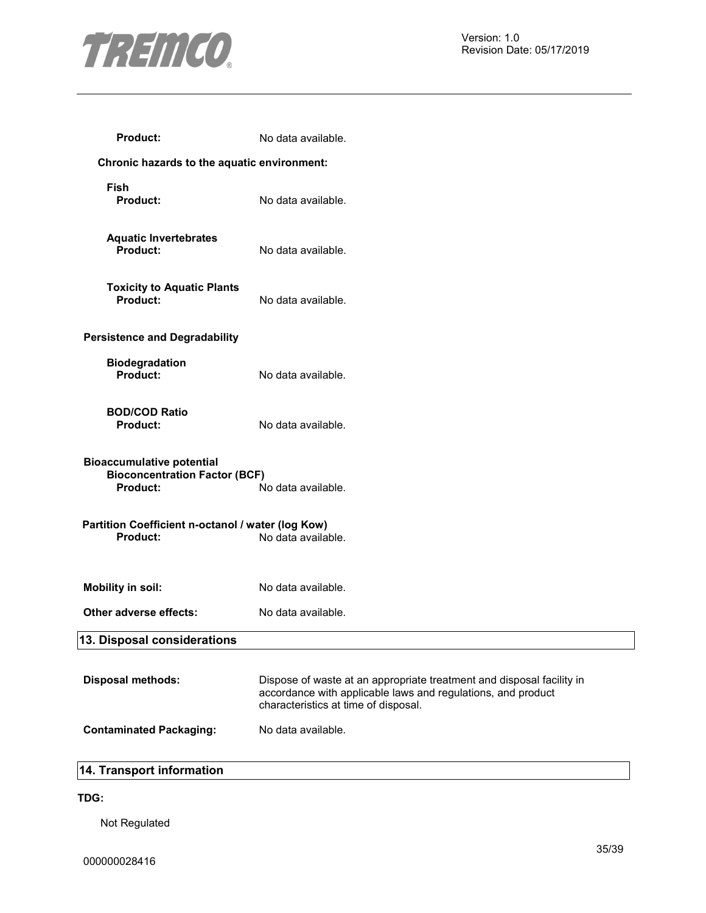**Product:** No data available.

**Chronic hazards to the aquatic environment:**

**Fish**
**Product:** No data available.

**Aquatic Invertebrates**
**Product:** No data available.

**Toxicity to Aquatic Plants**
**Product:** No data available.

**Persistence and Degradability**

**Biodegradation**
**Product:** No data available.

**BOD/COD Ratio**
**Product:** No data available.

**Bioaccumulative potential**
**Bioconcentration Factor (BCF)**
**Product:** No data available.

**Partition Coefficient n-octanol / water (log Kow)**
**Product:** No data available.

**Mobility in soil:** No data available.

**Other adverse effects:** No data available.

## 13. Disposal considerations

**Disposal methods:** Dispose of waste at an appropriate treatment and disposal facility in accordance with applicable laws and regulations, and product characteristics at time of disposal.

**Contaminated Packaging:** No data available.

## 14. Transport information

**TDG:**

Not Regulated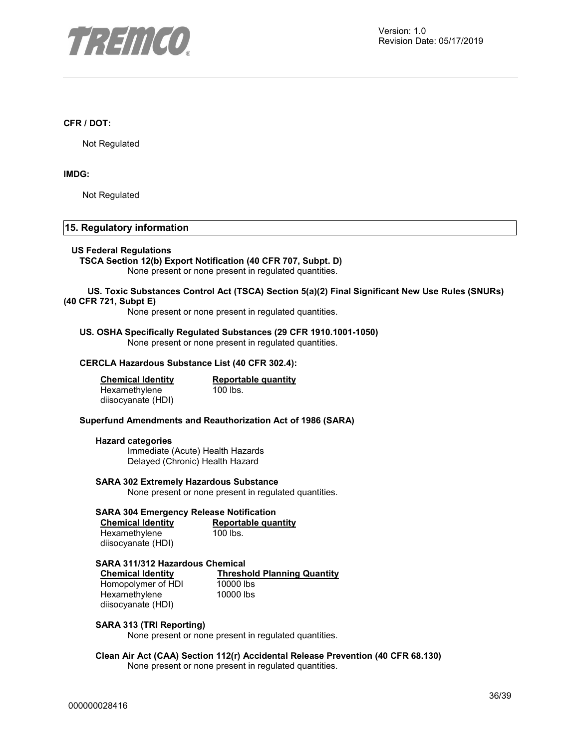**CFR / DOT:**

Not Regulated

**IMDG:**

Not Regulated

## 15. Regulatory information

**US Federal Regulations**

**TSCA Section 12(b) Export Notification (40 CFR 707, Subpt. D)**

None present or none present in regulated quantities.

**US. Toxic Substances Control Act (TSCA) Section 5(a)(2) Final Significant New Use Rules (SNURs) (40 CFR 721, Subpt E)**

None present or none present in regulated quantities.

**US. OSHA Specifically Regulated Substances (29 CFR 1910.1001-1050)**

None present or none present in regulated quantities.

**CERCLA Hazardous Substance List (40 CFR 302.4):**

| Chemical Identity | Reportable quantity |
|---|---|
| Hexamethylene diisocyanate (HDI) | 100 lbs. |

**Superfund Amendments and Reauthorization Act of 1986 (SARA)**

**Hazard categories**

Immediate (Acute) Health Hazards
Delayed (Chronic) Health Hazard

**SARA 302 Extremely Hazardous Substance**

None present or none present in regulated quantities.

**SARA 304 Emergency Release Notification**

| Chemical Identity | Reportable quantity |
|---|---|
| Hexamethylene diisocyanate (HDI) | 100 lbs. |

**SARA 311/312 Hazardous Chemical**

| Chemical Identity | Threshold Planning Quantity |
|---|---|
| Homopolymer of HDI | 10000 lbs |
| Hexamethylene diisocyanate (HDI) | 10000 lbs |

**SARA 313 (TRI Reporting)**

None present or none present in regulated quantities.

**Clean Air Act (CAA) Section 112(r) Accidental Release Prevention (40 CFR 68.130)**

None present or none present in regulated quantities.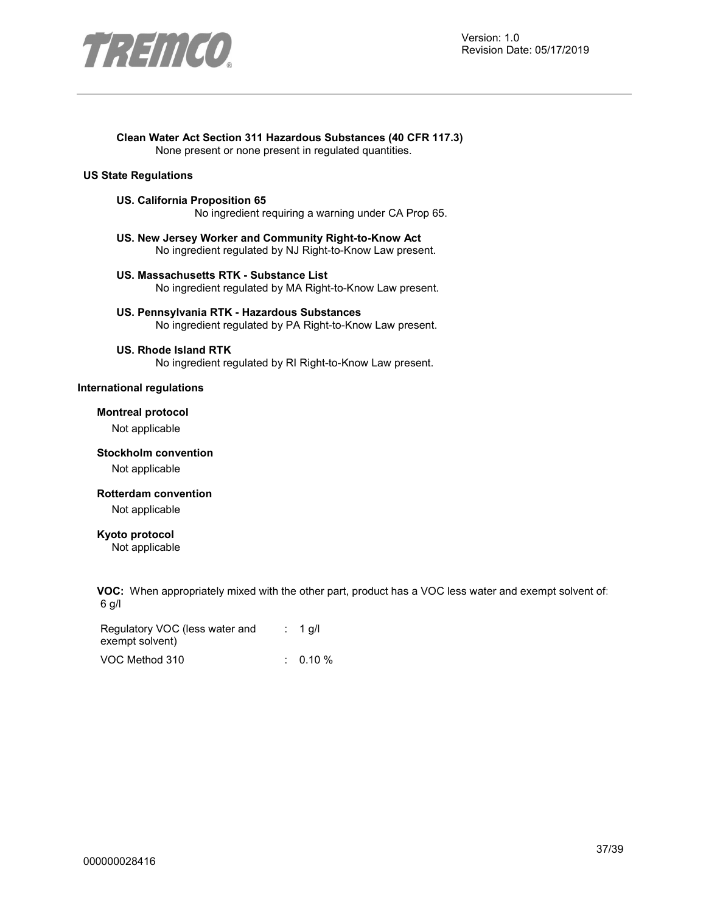**Clean Water Act Section 311 Hazardous Substances (40 CFR 117.3)**
None present or none present in regulated quantities.

**US State Regulations**

**US. California Proposition 65**
No ingredient requiring a warning under CA Prop 65.

**US. New Jersey Worker and Community Right-to-Know Act**
No ingredient regulated by NJ Right-to-Know Law present.

**US. Massachusetts RTK - Substance List**
No ingredient regulated by MA Right-to-Know Law present.

**US. Pennsylvania RTK - Hazardous Substances**
No ingredient regulated by PA Right-to-Know Law present.

**US. Rhode Island RTK**
No ingredient regulated by RI Right-to-Know Law present.

**International regulations**

**Montreal protocol**
Not applicable

**Stockholm convention**
Not applicable

**Rotterdam convention**
Not applicable

**Kyoto protocol**
Not applicable

**VOC:** When appropriately mixed with the other part, product has a VOC less water and exempt solvent of: 6 g/l

| | |
|---|---|
| Regulatory VOC (less water and exempt solvent) | : 1 g/l |
| VOC Method 310 | : 0.10 % |

000000028416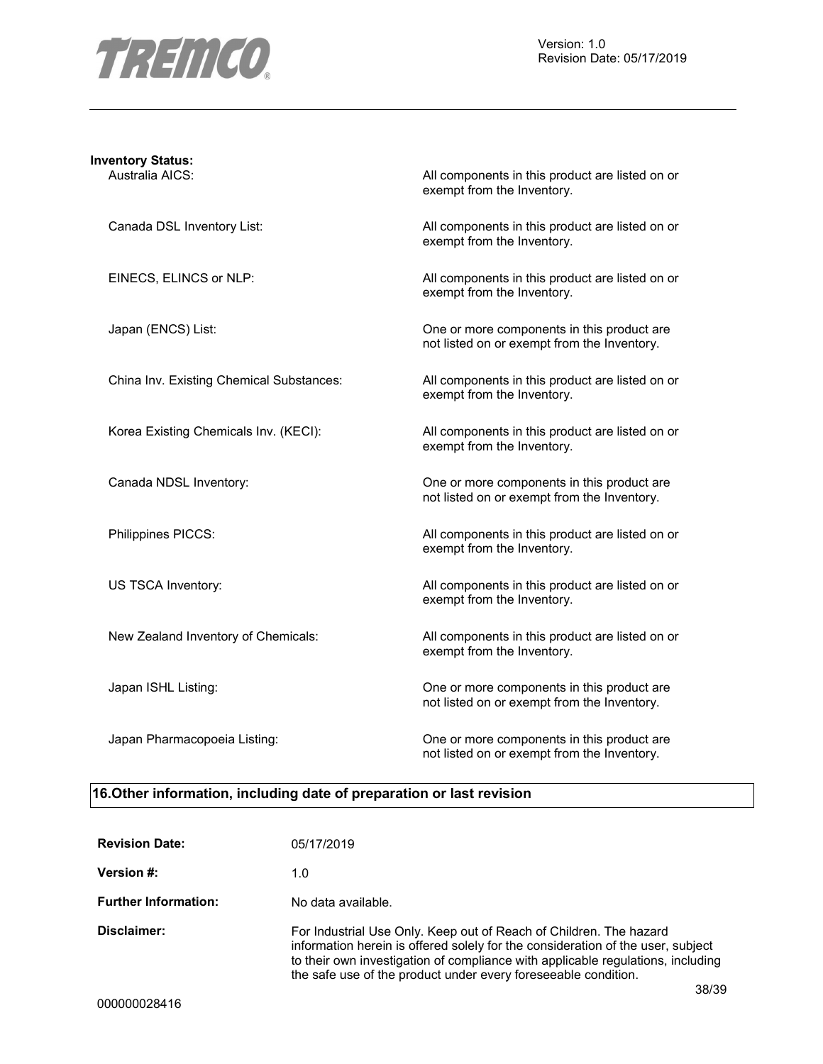**Inventory Status:**

| | |
|---|---|
| Australia AICS: | All components in this product are listed on or exempt from the Inventory. |
| Canada DSL Inventory List: | All components in this product are listed on or exempt from the Inventory. |
| EINECS, ELINCS or NLP: | All components in this product are listed on or exempt from the Inventory. |
| Japan (ENCS) List: | One or more components in this product are not listed on or exempt from the Inventory. |
| China Inv. Existing Chemical Substances: | All components in this product are listed on or exempt from the Inventory. |
| Korea Existing Chemicals Inv. (KECI): | All components in this product are listed on or exempt from the Inventory. |
| Canada NDSL Inventory: | One or more components in this product are not listed on or exempt from the Inventory. |
| Philippines PICCS: | All components in this product are listed on or exempt from the Inventory. |
| US TSCA Inventory: | All components in this product are listed on or exempt from the Inventory. |
| New Zealand Inventory of Chemicals: | All components in this product are listed on or exempt from the Inventory. |
| Japan ISHL Listing: | One or more components in this product are not listed on or exempt from the Inventory. |
| Japan Pharmacopoeia Listing: | One or more components in this product are not listed on or exempt from the Inventory. |

## 16.Other information, including date of preparation or last revision

| | |
|---|---|
| **Revision Date:** | 05/17/2019 |
| **Version #:** | 1.0 |
| **Further Information:** | No data available. |
| **Disclaimer:** | For Industrial Use Only. Keep out of Reach of Children. The hazard information herein is offered solely for the consideration of the user, subject to their own investigation of compliance with applicable regulations, including the safe use of the product under every foreseeable condition. |

000000028416